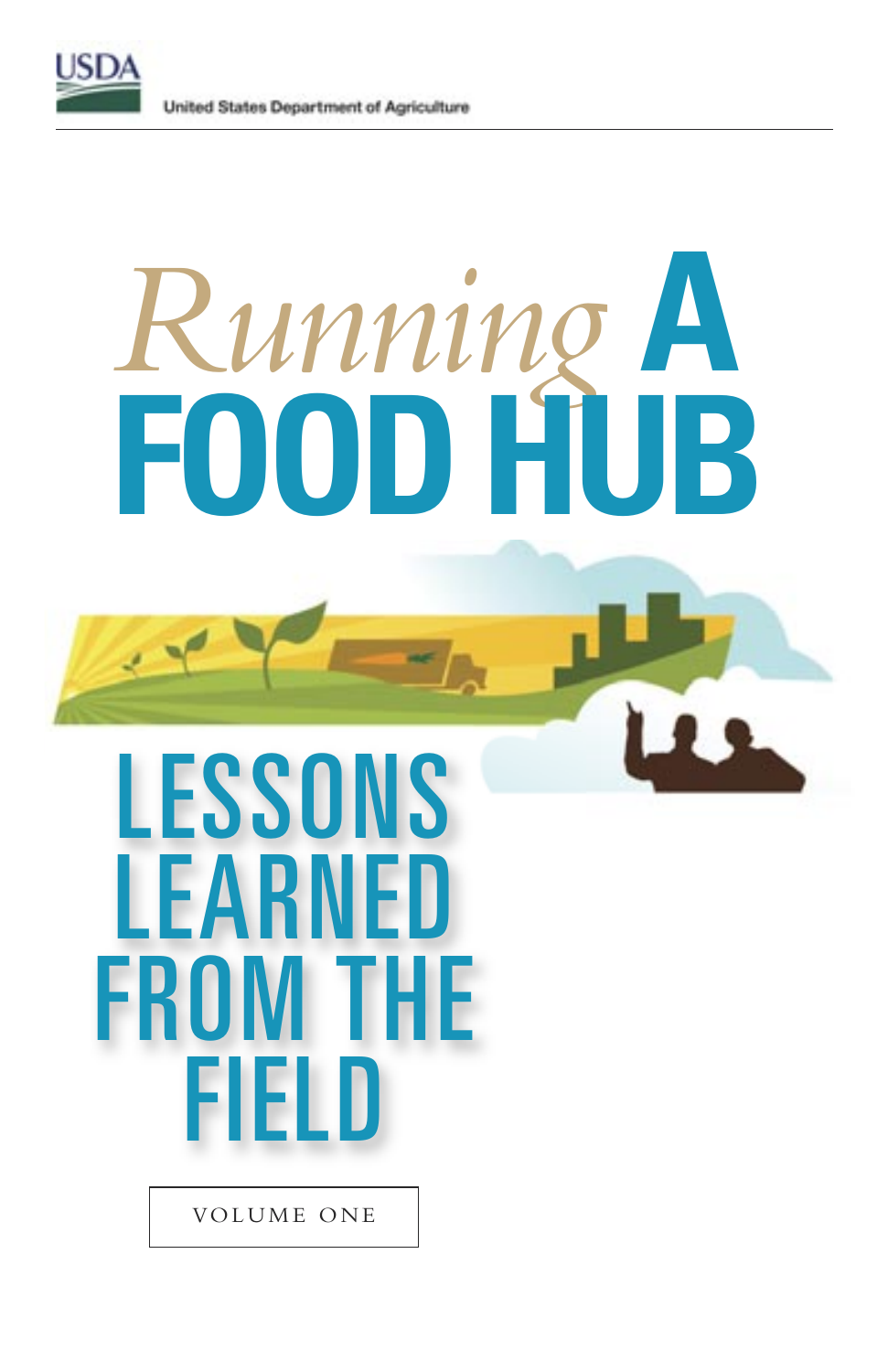USDA

United States Department of Agriculture

# *Running* A FOOD HUB

## LESSONS LEARNED FROM THE FIELD

VOLUME ONE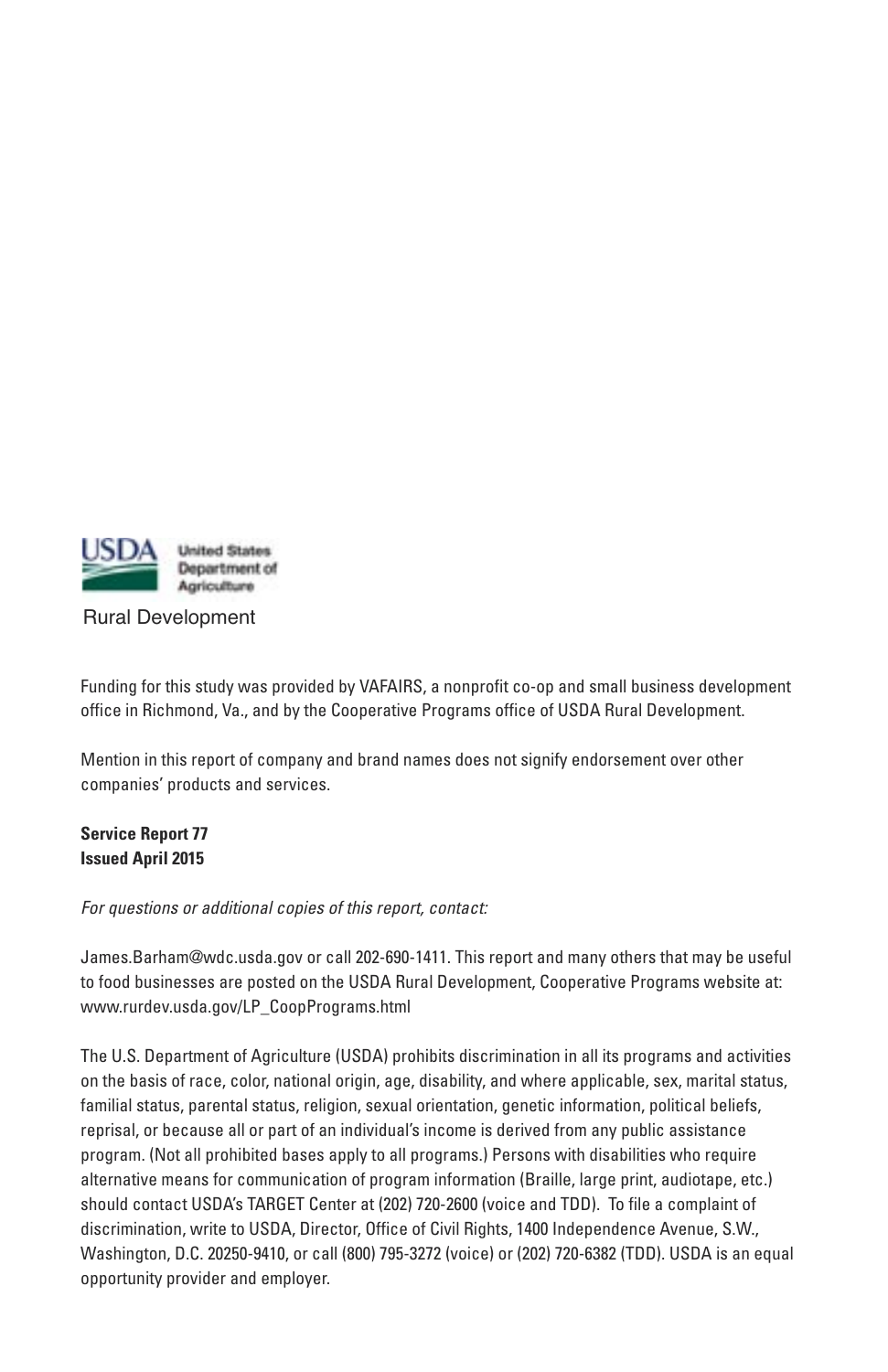United States Department of Agriculture

Rural Development

Funding for this study was provided by VAFAIRS, a nonprofit co-op and small business development office in Richmond, Va., and by the Cooperative Programs office of USDA Rural Development.

Mention in this report of company and brand names does not signify endorsement over other companies' products and services.

**Service Report 77**
**Issued April 2015**

*For questions or additional copies of this report, contact:*

James.Barham@wdc.usda.gov or call 202-690-1411. This report and many others that may be useful to food businesses are posted on the USDA Rural Development, Cooperative Programs website at: www.rurdev.usda.gov/LP_CoopPrograms.html

The U.S. Department of Agriculture (USDA) prohibits discrimination in all its programs and activities on the basis of race, color, national origin, age, disability, and where applicable, sex, marital status, familial status, parental status, religion, sexual orientation, genetic information, political beliefs, reprisal, or because all or part of an individual's income is derived from any public assistance program. (Not all prohibited bases apply to all programs.) Persons with disabilities who require alternative means for communication of program information (Braille, large print, audiotape, etc.) should contact USDA's TARGET Center at (202) 720-2600 (voice and TDD). To file a complaint of discrimination, write to USDA, Director, Office of Civil Rights, 1400 Independence Avenue, S.W., Washington, D.C. 20250-9410, or call (800) 795-3272 (voice) or (202) 720-6382 (TDD). USDA is an equal opportunity provider and employer.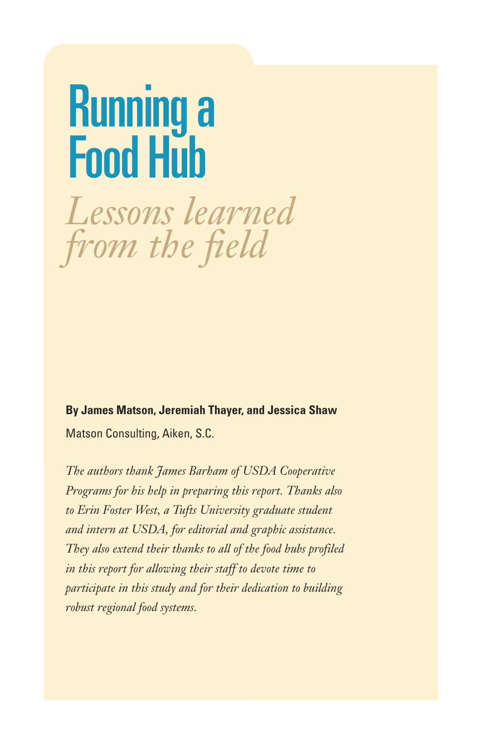# Running a Food Hub

## *Lessons learned from the field*

**By James Matson, Jeremiah Thayer, and Jessica Shaw**

Matson Consulting, Aiken, S.C.

*The authors thank James Barham of USDA Cooperative Programs for his help in preparing this report. Thanks also to Erin Foster West, a Tufts University graduate student and intern at USDA, for editorial and graphic assistance. They also extend their thanks to all of the food hubs profiled in this report for allowing their staff to devote time to participate in this study and for their dedication to building robust regional food systems.*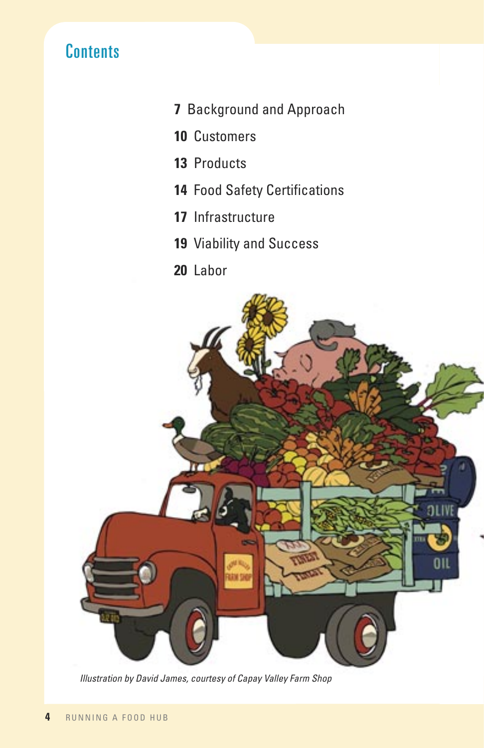# Contents

7 Background and Approach

10 Customers

13 Products

14 Food Safety Certifications

17 Infrastructure

19 Viability and Success

20 Labor

*Illustration by David James, courtesy of Capay Valley Farm Shop*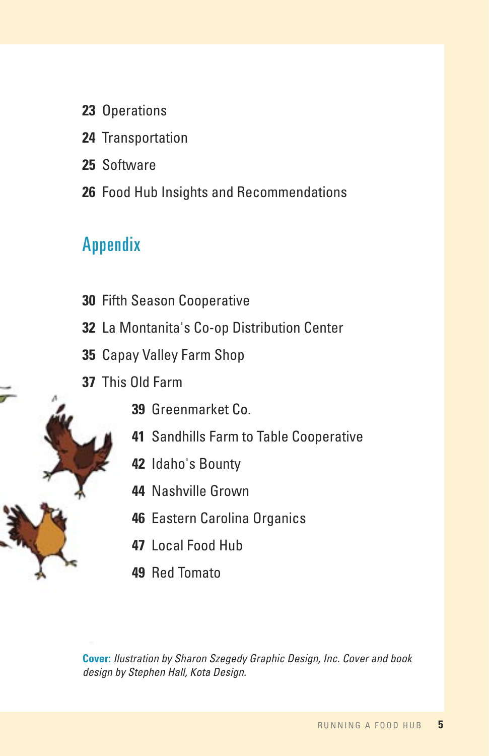**23** Operations

**24** Transportation

**25** Software

**26** Food Hub Insights and Recommendations

## Appendix

**30** Fifth Season Cooperative

**32** La Montanita's Co-op Distribution Center

**35** Capay Valley Farm Shop

**37** This Old Farm

**39** Greenmarket Co.

**41** Sandhills Farm to Table Cooperative

**42** Idaho's Bounty

**44** Nashville Grown

**46** Eastern Carolina Organics

**47** Local Food Hub

**49** Red Tomato

**Cover:** *Ilustration by Sharon Szegedy Graphic Design, Inc. Cover and book design by Stephen Hall, Kota Design.*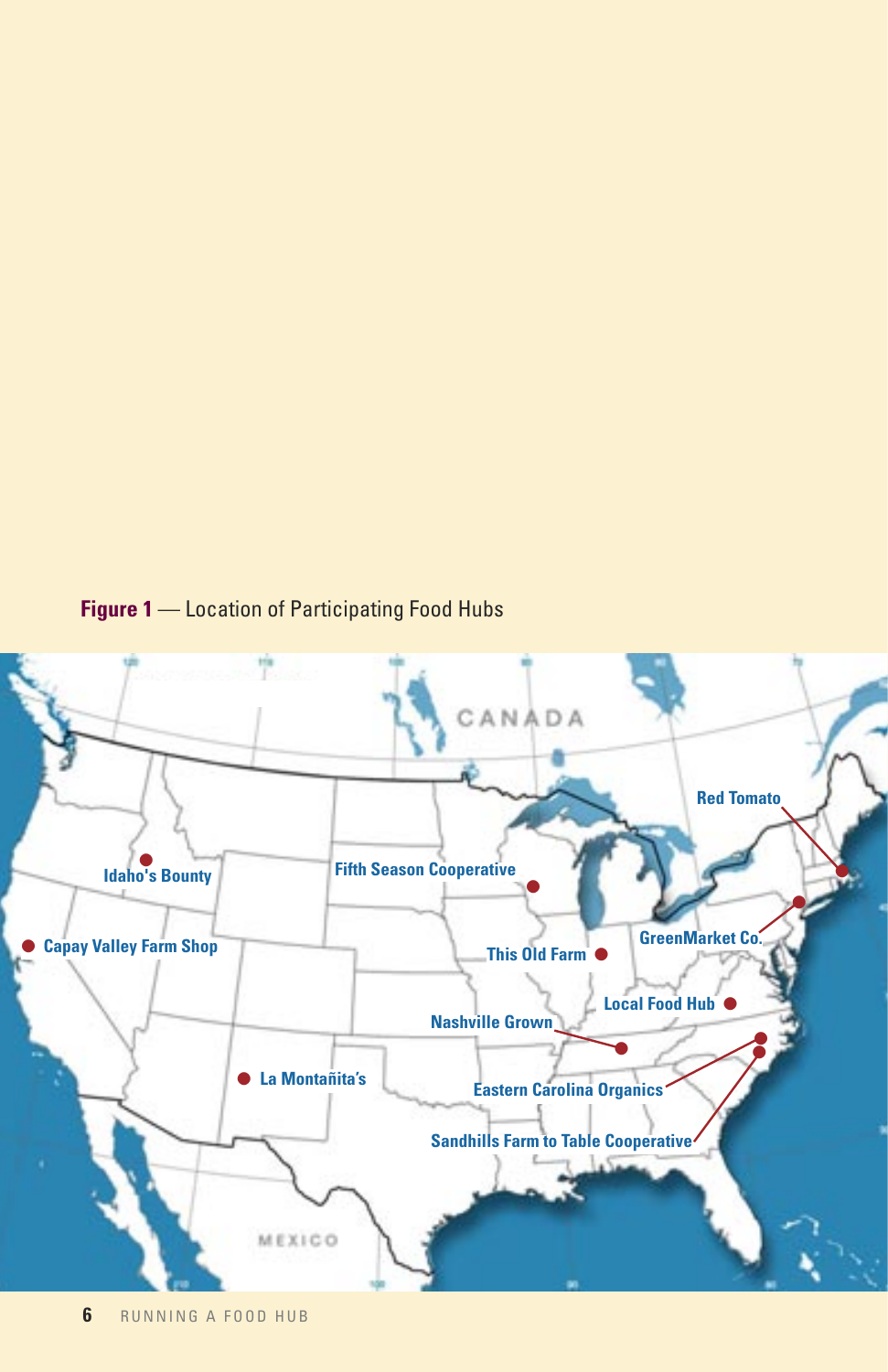**Figure 1** — Location of Participating Food Hubs

Red Tomato

Idaho's Bounty

Fifth Season Cooperative

Capay Valley Farm Shop

GreenMarket Co.

This Old Farm

Local Food Hub

Nashville Grown

La Montañita's

Eastern Carolina Organics

Sandhills Farm to Table Cooperative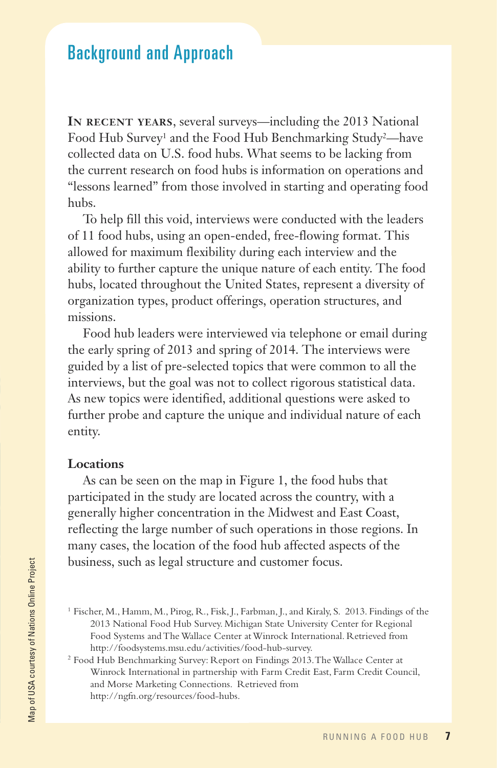## Background and Approach

**In recent years**, several surveys—including the 2013 National Food Hub Survey[1] and the Food Hub Benchmarking Study[2]—have collected data on U.S. food hubs. What seems to be lacking from the current research on food hubs is information on operations and "lessons learned" from those involved in starting and operating food hubs.

To help fill this void, interviews were conducted with the leaders of 11 food hubs, using an open-ended, free-flowing format. This allowed for maximum flexibility during each interview and the ability to further capture the unique nature of each entity. The food hubs, located throughout the United States, represent a diversity of organization types, product offerings, operation structures, and missions.

Food hub leaders were interviewed via telephone or email during the early spring of 2013 and spring of 2014. The interviews were guided by a list of pre-selected topics that were common to all the interviews, but the goal was not to collect rigorous statistical data. As new topics were identified, additional questions were asked to further probe and capture the unique and individual nature of each entity.

### Locations

As can be seen on the map in Figure 1, the food hubs that participated in the study are located across the country, with a generally higher concentration in the Midwest and East Coast, reflecting the large number of such operations in those regions. In many cases, the location of the food hub affected aspects of the business, such as legal structure and customer focus.

Map of USA courtesy of Nations Online Project

[1] Fischer, M., Hamm, M., Pirog, R., Fisk, J., Farbman, J., and Kiraly, S. 2013. Findings of the 2013 National Food Hub Survey. Michigan State University Center for Regional Food Systems and The Wallace Center at Winrock International. Retrieved from http://foodsystems.msu.edu/activities/food-hub-survey.

[2] Food Hub Benchmarking Survey: Report on Findings 2013. The Wallace Center at Winrock International in partnership with Farm Credit East, Farm Credit Council, and Morse Marketing Connections. Retrieved from http://ngfn.org/resources/food-hubs.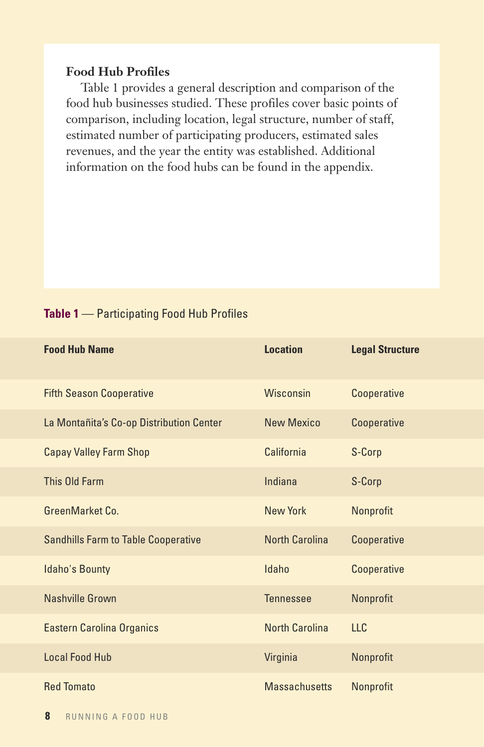## Food Hub Profiles

Table 1 provides a general description and comparison of the food hub businesses studied. These profiles cover basic points of comparison, including location, legal structure, number of staff, estimated number of participating producers, estimated sales revenues, and the year the entity was established. Additional information on the food hubs can be found in the appendix.

**Table 1** — Participating Food Hub Profiles

| Food Hub Name | Location | Legal Structure |
|---|---|---|
| Fifth Season Cooperative | Wisconsin | Cooperative |
| La Montañita's Co-op Distribution Center | New Mexico | Cooperative |
| Capay Valley Farm Shop | California | S-Corp |
| This Old Farm | Indiana | S-Corp |
| GreenMarket Co. | New York | Nonprofit |
| Sandhills Farm to Table Cooperative | North Carolina | Cooperative |
| Idaho's Bounty | Idaho | Cooperative |
| Nashville Grown | Tennessee | Nonprofit |
| Eastern Carolina Organics | North Carolina | LLC |
| Local Food Hub | Virginia | Nonprofit |
| Red Tomato | Massachusetts | Nonprofit |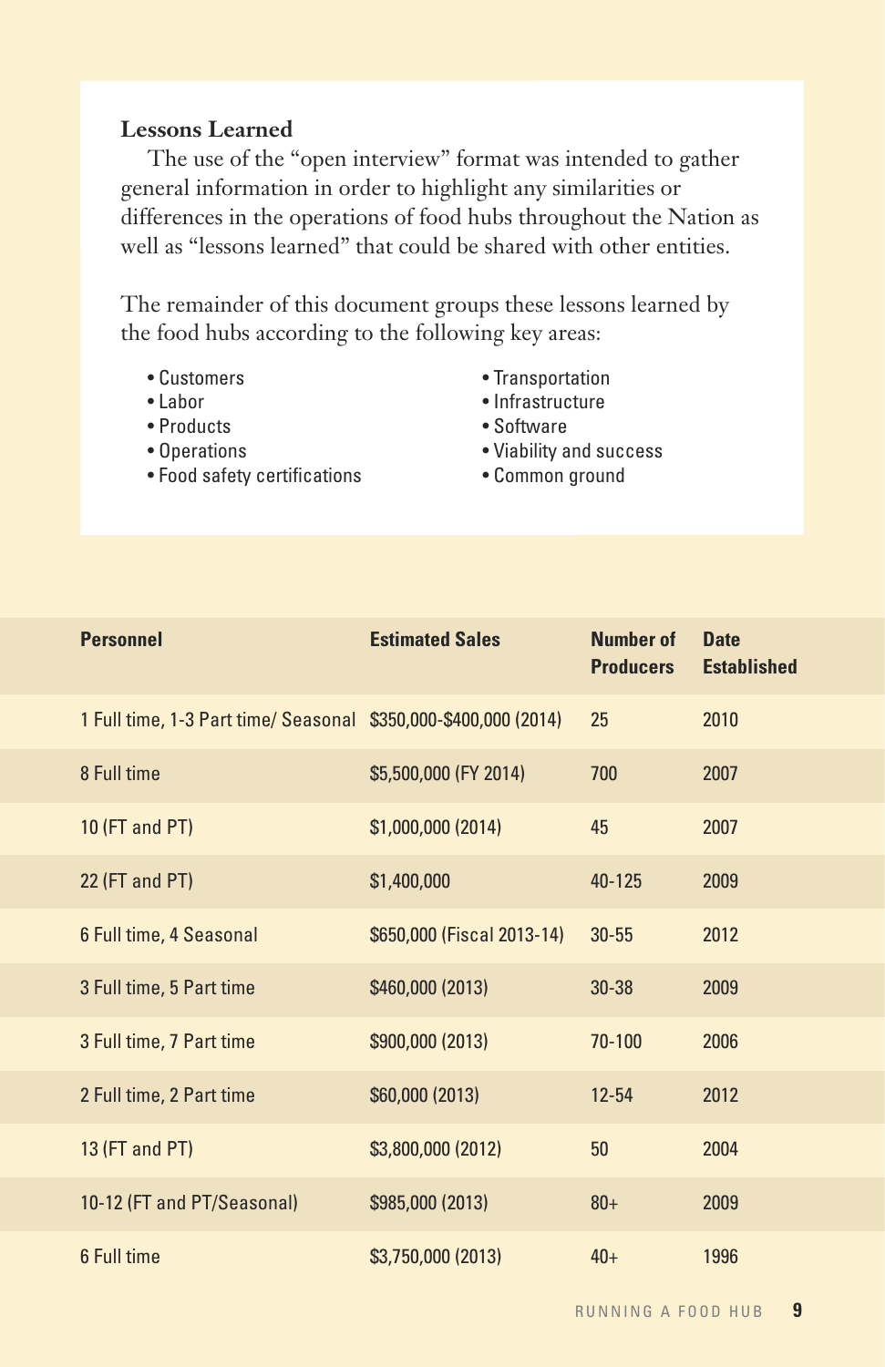### Lessons Learned

The use of the "open interview" format was intended to gather general information in order to highlight any similarities or differences in the operations of food hubs throughout the Nation as well as "lessons learned" that could be shared with other entities.

The remainder of this document groups these lessons learned by the food hubs according to the following key areas:

- Customers
- Labor
- Products
- Operations
- Food safety certifications
- Transportation
- Infrastructure
- Software
- Viability and success
- Common ground

| Personnel | Estimated Sales | Number of Producers | Date Established |
|---|---|---|---|
| 1 Full time, 1-3 Part time/ Seasonal | $350,000-$400,000 (2014) | 25 | 2010 |
| 8 Full time | $5,500,000 (FY 2014) | 700 | 2007 |
| 10 (FT and PT) | $1,000,000 (2014) | 45 | 2007 |
| 22 (FT and PT) | $1,400,000 | 40-125 | 2009 |
| 6 Full time, 4 Seasonal | $650,000 (Fiscal 2013-14) | 30-55 | 2012 |
| 3 Full time, 5 Part time | $460,000 (2013) | 30-38 | 2009 |
| 3 Full time, 7 Part time | $900,000 (2013) | 70-100 | 2006 |
| 2 Full time, 2 Part time | $60,000 (2013) | 12-54 | 2012 |
| 13 (FT and PT) | $3,800,000 (2012) | 50 | 2004 |
| 10-12 (FT and PT/Seasonal) | $985,000 (2013) | 80+ | 2009 |
| 6 Full time | $3,750,000 (2013) | 40+ | 1996 |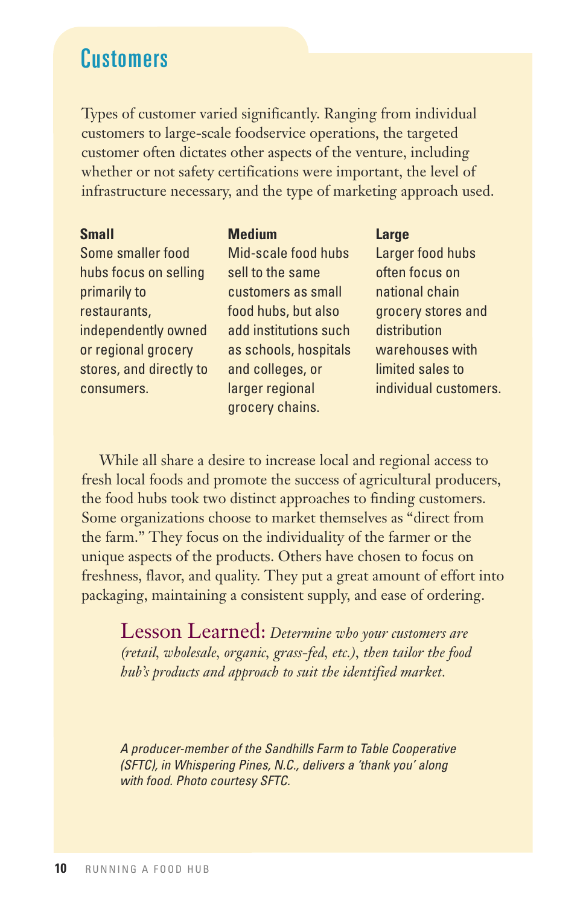## Customers

Types of customer varied significantly. Ranging from individual customers to large-scale foodservice operations, the targeted customer often dictates other aspects of the venture, including whether or not safety certifications were important, the level of infrastructure necessary, and the type of marketing approach used.

**Small**
Some smaller food hubs focus on selling primarily to restaurants, independently owned or regional grocery stores, and directly to consumers.

**Medium**
Mid-scale food hubs sell to the same customers as small food hubs, but also add institutions such as schools, hospitals and colleges, or larger regional grocery chains.

**Large**
Larger food hubs often focus on national chain grocery stores and distribution warehouses with limited sales to individual customers.

While all share a desire to increase local and regional access to fresh local foods and promote the success of agricultural producers, the food hubs took two distinct approaches to finding customers. Some organizations choose to market themselves as "direct from the farm." They focus on the individuality of the farmer or the unique aspects of the products. Others have chosen to focus on freshness, flavor, and quality. They put a great amount of effort into packaging, maintaining a consistent supply, and ease of ordering.

Lesson Learned: *Determine who your customers are (retail, wholesale, organic, grass-fed, etc.), then tailor the food hub's products and approach to suit the identified market.*

*A producer-member of the Sandhills Farm to Table Cooperative (SFTC), in Whispering Pines, N.C., delivers a 'thank you' along with food. Photo courtesy SFTC.*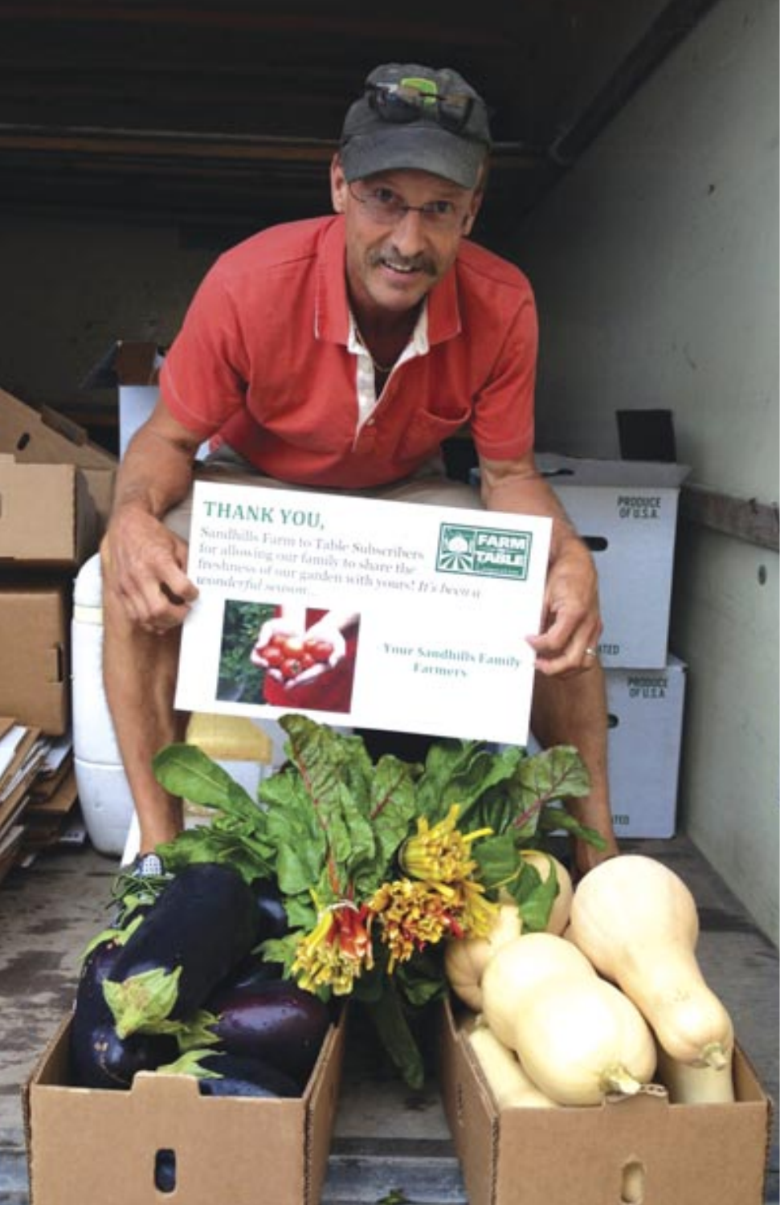THANK YOU,

Sandhills Farm to Table Subscribers for allowing our family to share the freshness of our garden with yours! *It's been a wonderful season...*

Your Sandhills Family Farmers

FARM TABLE

PRODUCE OF U.S.A.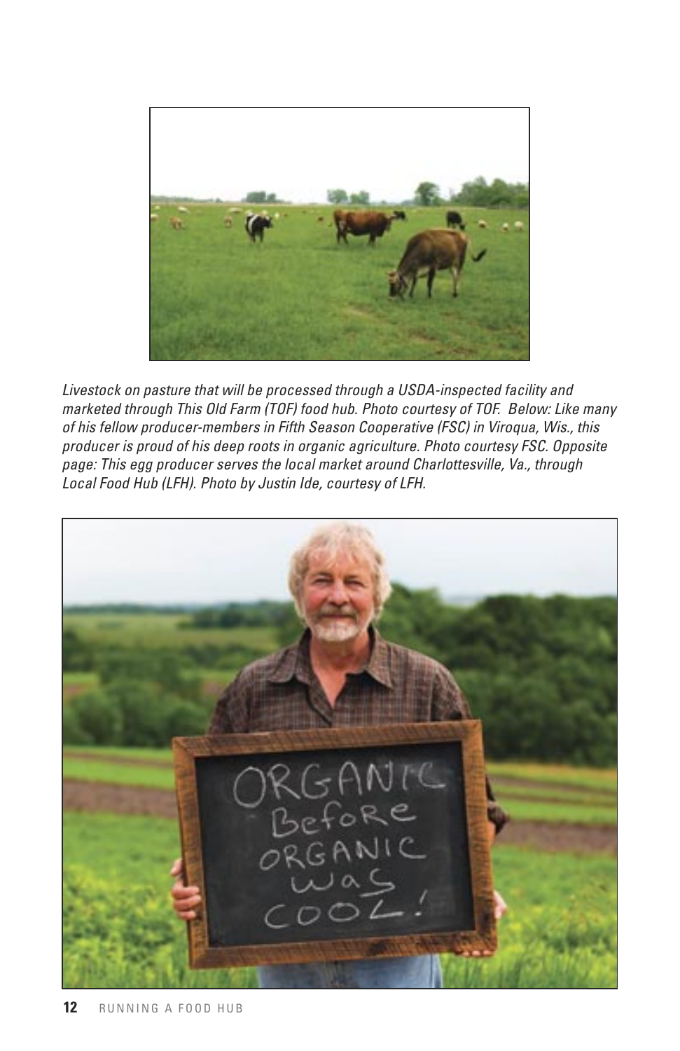*Livestock on pasture that will be processed through a USDA-inspected facility and marketed through This Old Farm (TOF) food hub. Photo courtesy of TOF. Below: Like many of his fellow producer-members in Fifth Season Cooperative (FSC) in Viroqua, Wis., this producer is proud of his deep roots in organic agriculture. Photo courtesy FSC. Opposite page: This egg producer serves the local market around Charlottesville, Va., through Local Food Hub (LFH). Photo by Justin Ide, courtesy of LFH.*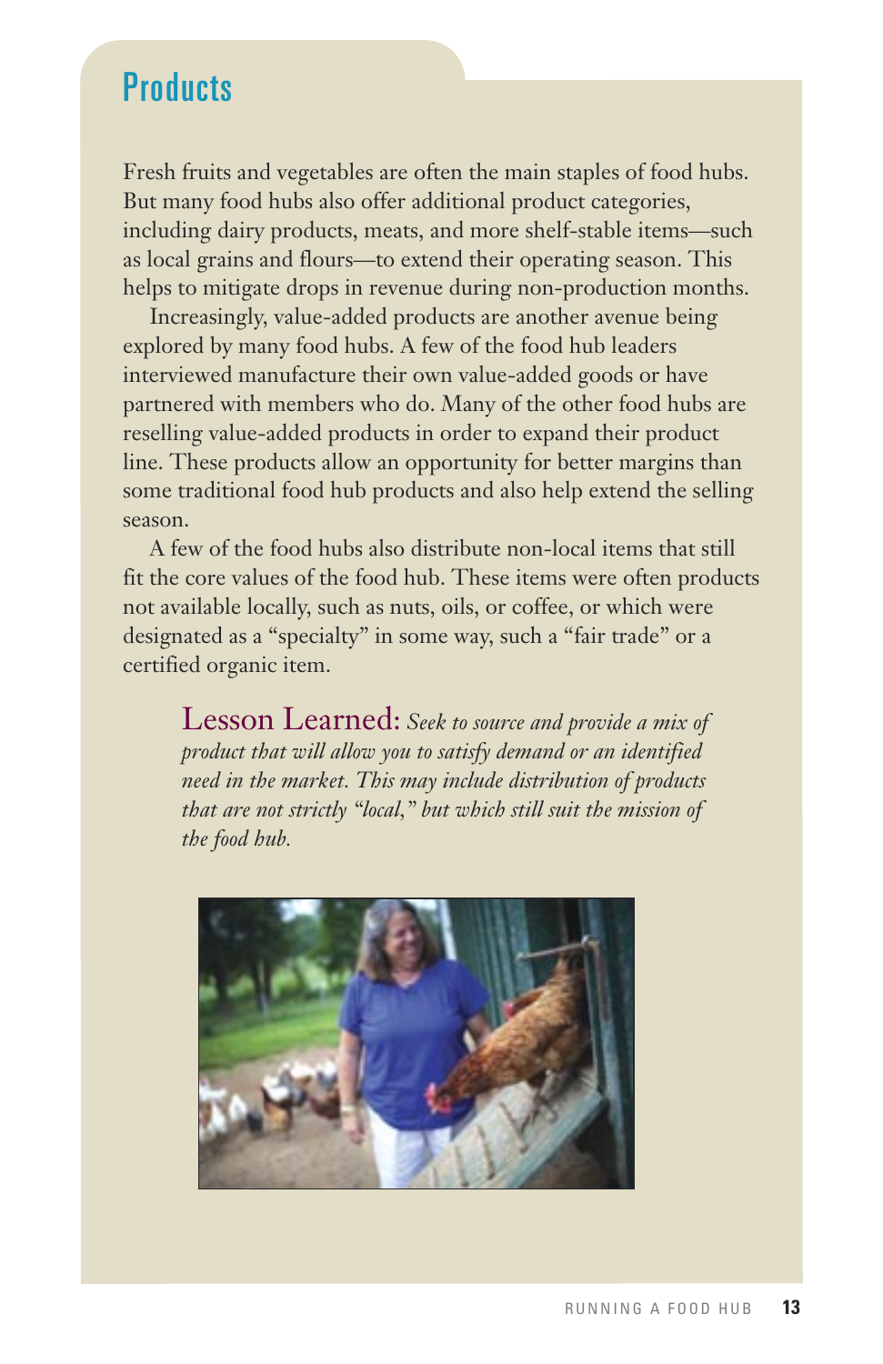## Products

Fresh fruits and vegetables are often the main staples of food hubs. But many food hubs also offer additional product categories, including dairy products, meats, and more shelf-stable items—such as local grains and flours—to extend their operating season. This helps to mitigate drops in revenue during non-production months.

Increasingly, value-added products are another avenue being explored by many food hubs. A few of the food hub leaders interviewed manufacture their own value-added goods or have partnered with members who do. Many of the other food hubs are reselling value-added products in order to expand their product line. These products allow an opportunity for better margins than some traditional food hub products and also help extend the selling season.

A few of the food hubs also distribute non-local items that still fit the core values of the food hub. These items were often products not available locally, such as nuts, oils, or coffee, or which were designated as a "specialty" in some way, such a "fair trade" or a certified organic item.

> Lesson Learned: *Seek to source and provide a mix of product that will allow you to satisfy demand or an identified need in the market. This may include distribution of products that are not strictly "local," but which still suit the mission of the food hub.*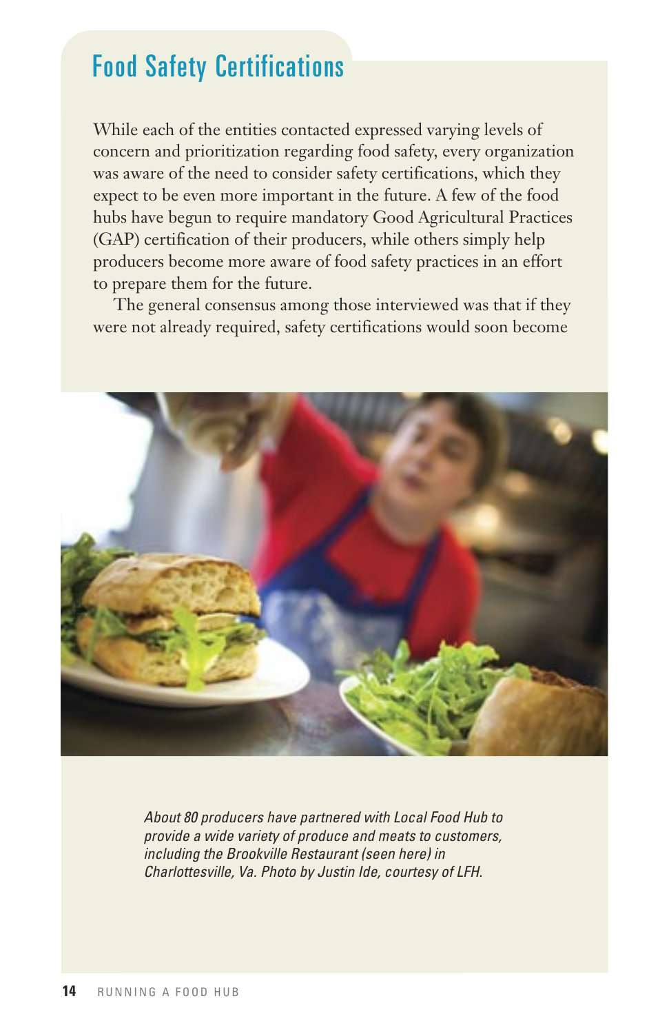## Food Safety Certifications

While each of the entities contacted expressed varying levels of concern and prioritization regarding food safety, every organization was aware of the need to consider safety certifications, which they expect to be even more important in the future. A few of the food hubs have begun to require mandatory Good Agricultural Practices (GAP) certification of their producers, while others simply help producers become more aware of food safety practices in an effort to prepare them for the future.

The general consensus among those interviewed was that if they were not already required, safety certifications would soon become

*About 80 producers have partnered with Local Food Hub to provide a wide variety of produce and meats to customers, including the Brookville Restaurant (seen here) in Charlottesville, Va. Photo by Justin Ide, courtesy of LFH.*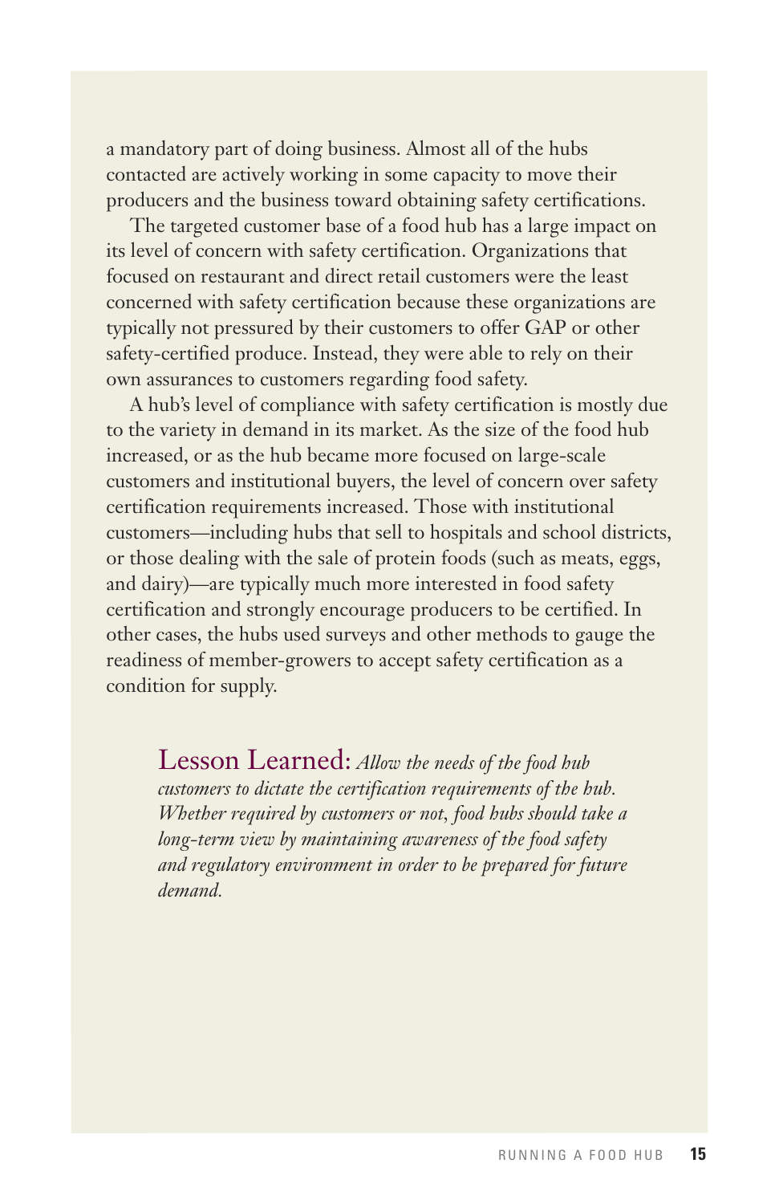a mandatory part of doing business. Almost all of the hubs contacted are actively working in some capacity to move their producers and the business toward obtaining safety certifications.

The targeted customer base of a food hub has a large impact on its level of concern with safety certification. Organizations that focused on restaurant and direct retail customers were the least concerned with safety certification because these organizations are typically not pressured by their customers to offer GAP or other safety-certified produce. Instead, they were able to rely on their own assurances to customers regarding food safety.

A hub's level of compliance with safety certification is mostly due to the variety in demand in its market. As the size of the food hub increased, or as the hub became more focused on large-scale customers and institutional buyers, the level of concern over safety certification requirements increased. Those with institutional customers—including hubs that sell to hospitals and school districts, or those dealing with the sale of protein foods (such as meats, eggs, and dairy)—are typically much more interested in food safety certification and strongly encourage producers to be certified. In other cases, the hubs used surveys and other methods to gauge the readiness of member-growers to accept safety certification as a condition for supply.

Lesson Learned: *Allow the needs of the food hub customers to dictate the certification requirements of the hub. Whether required by customers or not, food hubs should take a long-term view by maintaining awareness of the food safety and regulatory environment in order to be prepared for future demand.*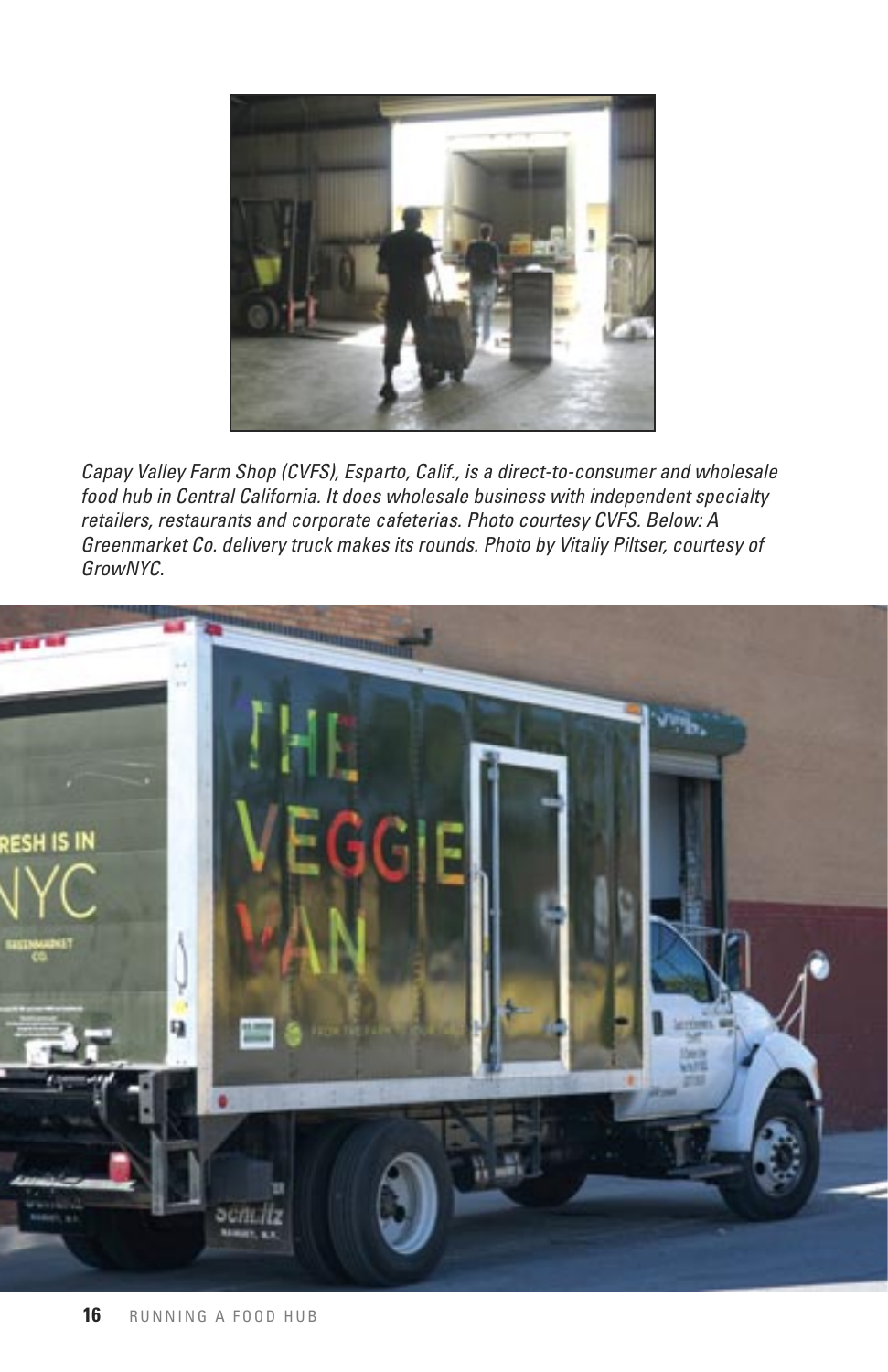*Capay Valley Farm Shop (CVFS), Esparto, Calif., is a direct-to-consumer and wholesale food hub in Central California. It does wholesale business with independent specialty retailers, restaurants and corporate cafeterias. Photo courtesy CVFS. Below: A Greenmarket Co. delivery truck makes its rounds. Photo by Vitaliy Piltser, courtesy of GrowNYC.*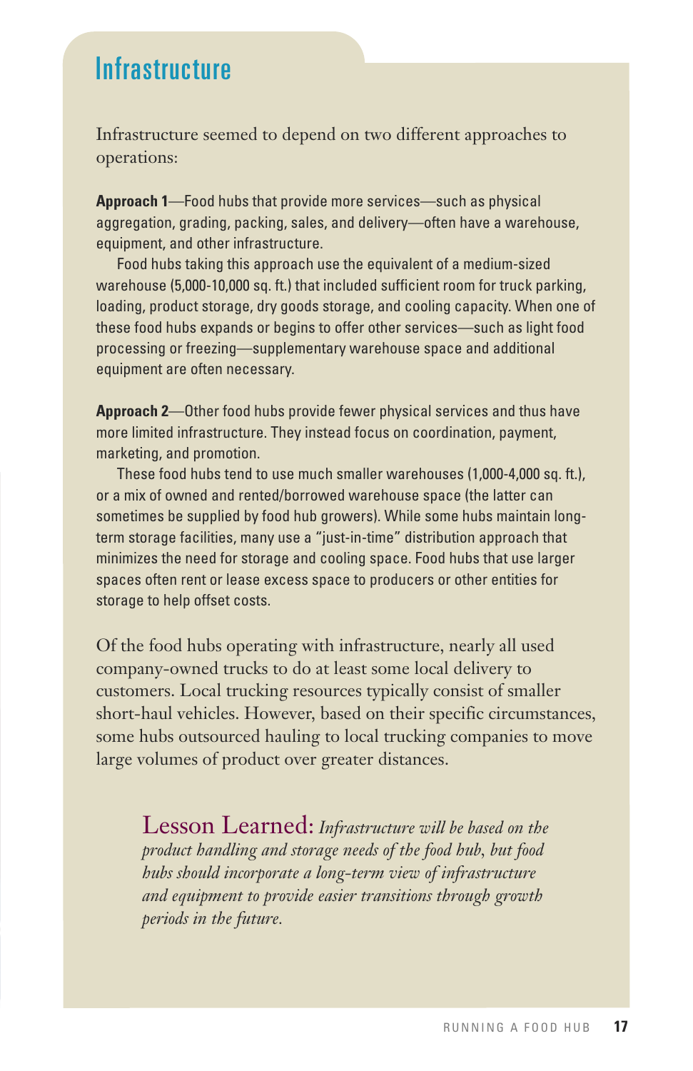## Infrastructure

Infrastructure seemed to depend on two different approaches to operations:

**Approach 1**—Food hubs that provide more services—such as physical aggregation, grading, packing, sales, and delivery—often have a warehouse, equipment, and other infrastructure.

Food hubs taking this approach use the equivalent of a medium-sized warehouse (5,000-10,000 sq. ft.) that included sufficient room for truck parking, loading, product storage, dry goods storage, and cooling capacity. When one of these food hubs expands or begins to offer other services—such as light food processing or freezing—supplementary warehouse space and additional equipment are often necessary.

**Approach 2**—Other food hubs provide fewer physical services and thus have more limited infrastructure. They instead focus on coordination, payment, marketing, and promotion.

These food hubs tend to use much smaller warehouses (1,000-4,000 sq. ft.), or a mix of owned and rented/borrowed warehouse space (the latter can sometimes be supplied by food hub growers). While some hubs maintain long-term storage facilities, many use a "just-in-time" distribution approach that minimizes the need for storage and cooling space. Food hubs that use larger spaces often rent or lease excess space to producers or other entities for storage to help offset costs.

Of the food hubs operating with infrastructure, nearly all used company-owned trucks to do at least some local delivery to customers. Local trucking resources typically consist of smaller short-haul vehicles. However, based on their specific circumstances, some hubs outsourced hauling to local trucking companies to move large volumes of product over greater distances.

> Lesson Learned: *Infrastructure will be based on the product handling and storage needs of the food hub, but food hubs should incorporate a long-term view of infrastructure and equipment to provide easier transitions through growth periods in the future.*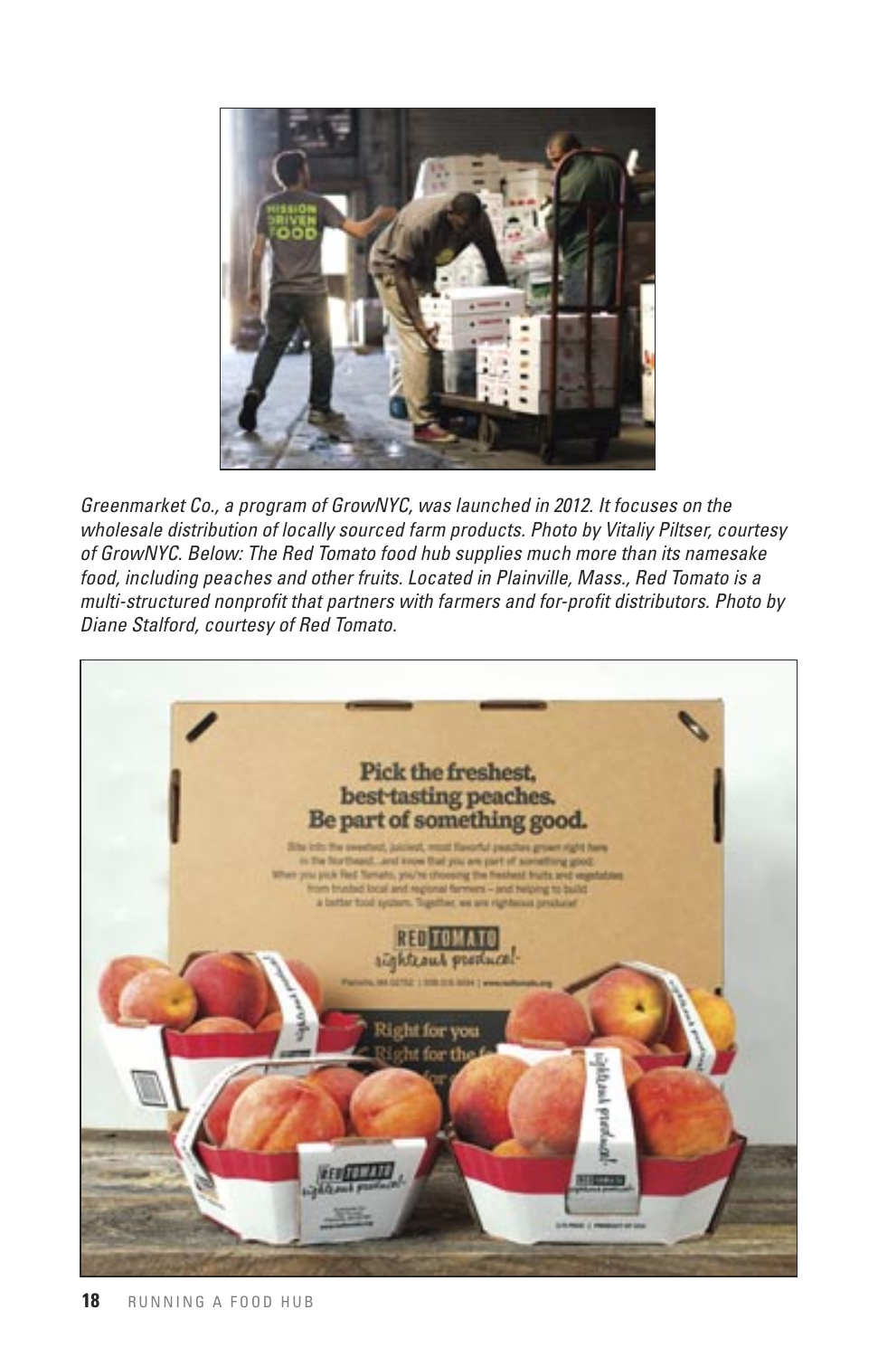*Greenmarket Co., a program of GrowNYC, was launched in 2012. It focuses on the wholesale distribution of locally sourced farm products. Photo by Vitaliy Piltser, courtesy of GrowNYC. Below: The Red Tomato food hub supplies much more than its namesake food, including peaches and other fruits. Located in Plainville, Mass., Red Tomato is a multi-structured nonprofit that partners with farmers and for-profit distributors. Photo by Diane Stalford, courtesy of Red Tomato.*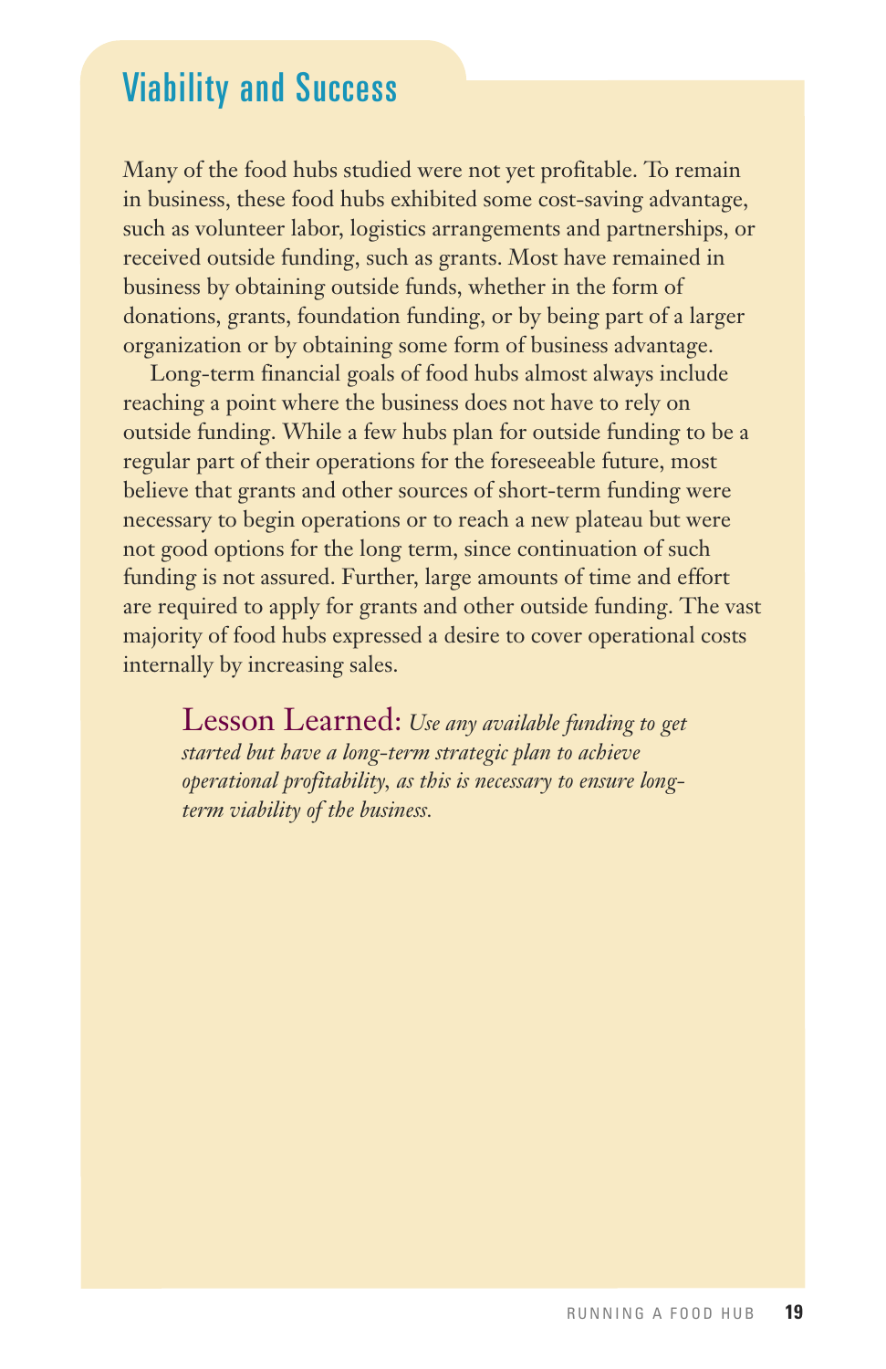## Viability and Success

Many of the food hubs studied were not yet profitable. To remain in business, these food hubs exhibited some cost-saving advantage, such as volunteer labor, logistics arrangements and partnerships, or received outside funding, such as grants. Most have remained in business by obtaining outside funds, whether in the form of donations, grants, foundation funding, or by being part of a larger organization or by obtaining some form of business advantage.

Long-term financial goals of food hubs almost always include reaching a point where the business does not have to rely on outside funding. While a few hubs plan for outside funding to be a regular part of their operations for the foreseeable future, most believe that grants and other sources of short-term funding were necessary to begin operations or to reach a new plateau but were not good options for the long term, since continuation of such funding is not assured. Further, large amounts of time and effort are required to apply for grants and other outside funding. The vast majority of food hubs expressed a desire to cover operational costs internally by increasing sales.

> Lesson Learned: *Use any available funding to get started but have a long-term strategic plan to achieve operational profitability, as this is necessary to ensure long-term viability of the business.*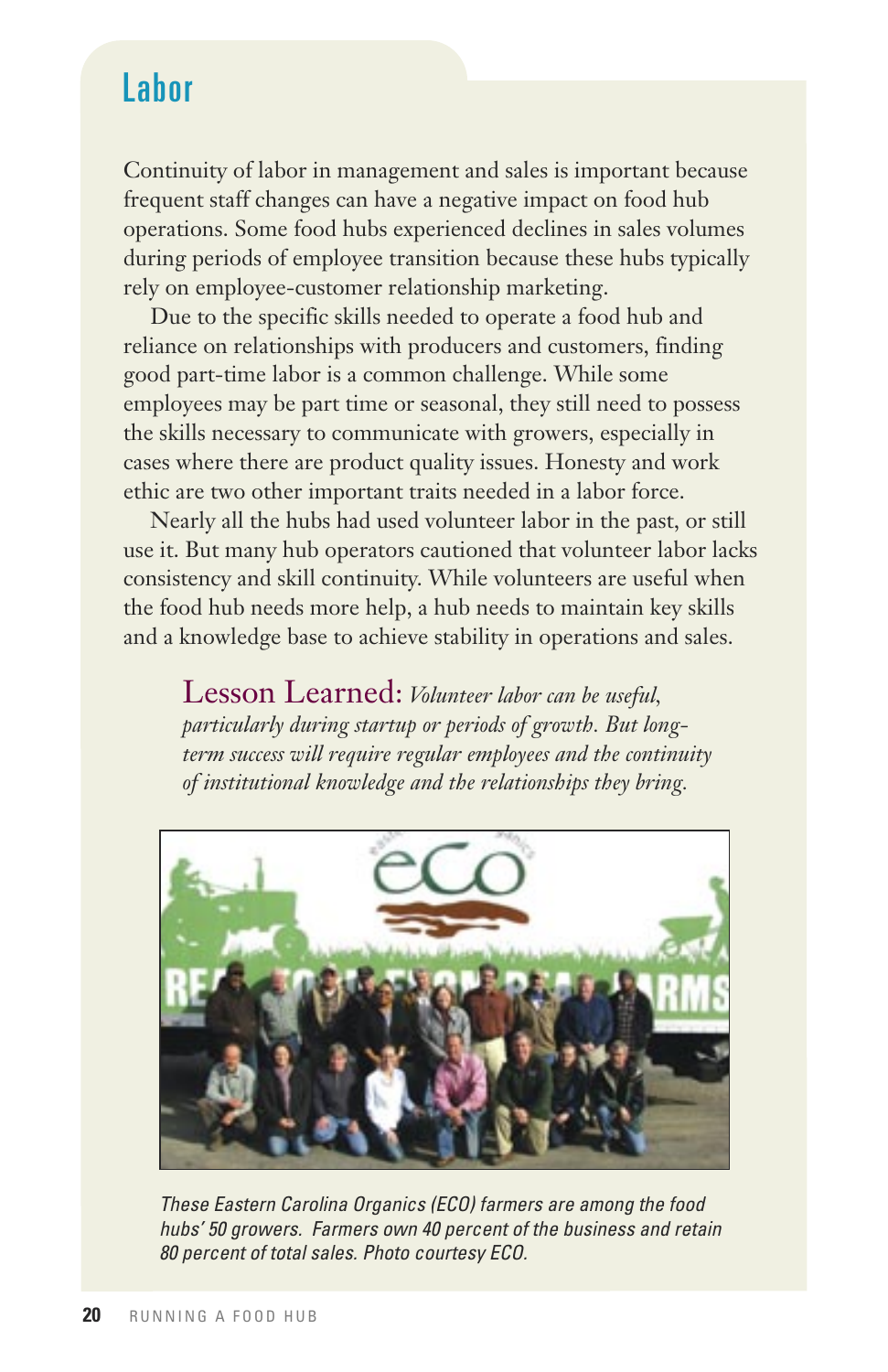## Labor

Continuity of labor in management and sales is important because frequent staff changes can have a negative impact on food hub operations. Some food hubs experienced declines in sales volumes during periods of employee transition because these hubs typically rely on employee-customer relationship marketing.

Due to the specific skills needed to operate a food hub and reliance on relationships with producers and customers, finding good part-time labor is a common challenge. While some employees may be part time or seasonal, they still need to possess the skills necessary to communicate with growers, especially in cases where there are product quality issues. Honesty and work ethic are two other important traits needed in a labor force.

Nearly all the hubs had used volunteer labor in the past, or still use it. But many hub operators cautioned that volunteer labor lacks consistency and skill continuity. While volunteers are useful when the food hub needs more help, a hub needs to maintain key skills and a knowledge base to achieve stability in operations and sales.

> Lesson Learned: *Volunteer labor can be useful, particularly during startup or periods of growth. But long-term success will require regular employees and the continuity of institutional knowledge and the relationships they bring.*

*These Eastern Carolina Organics (ECO) farmers are among the food hubs' 50 growers. Farmers own 40 percent of the business and retain 80 percent of total sales. Photo courtesy ECO.*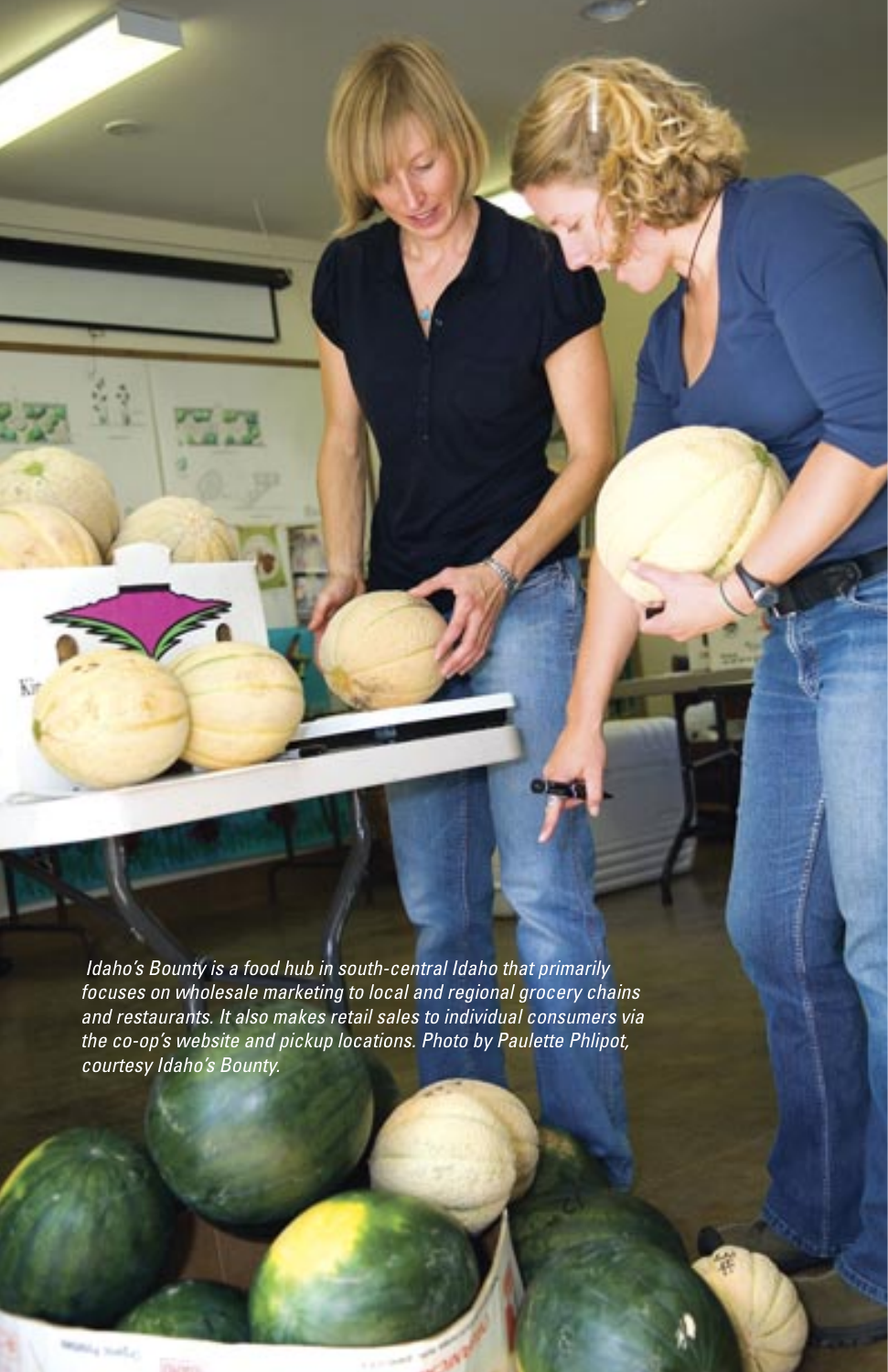*Idaho's Bounty is a food hub in south-central Idaho that primarily focuses on wholesale marketing to local and regional grocery chains and restaurants. It also makes retail sales to individual consumers via the co-op's website and pickup locations. Photo by Paulette Phlipot, courtesy Idaho's Bounty.*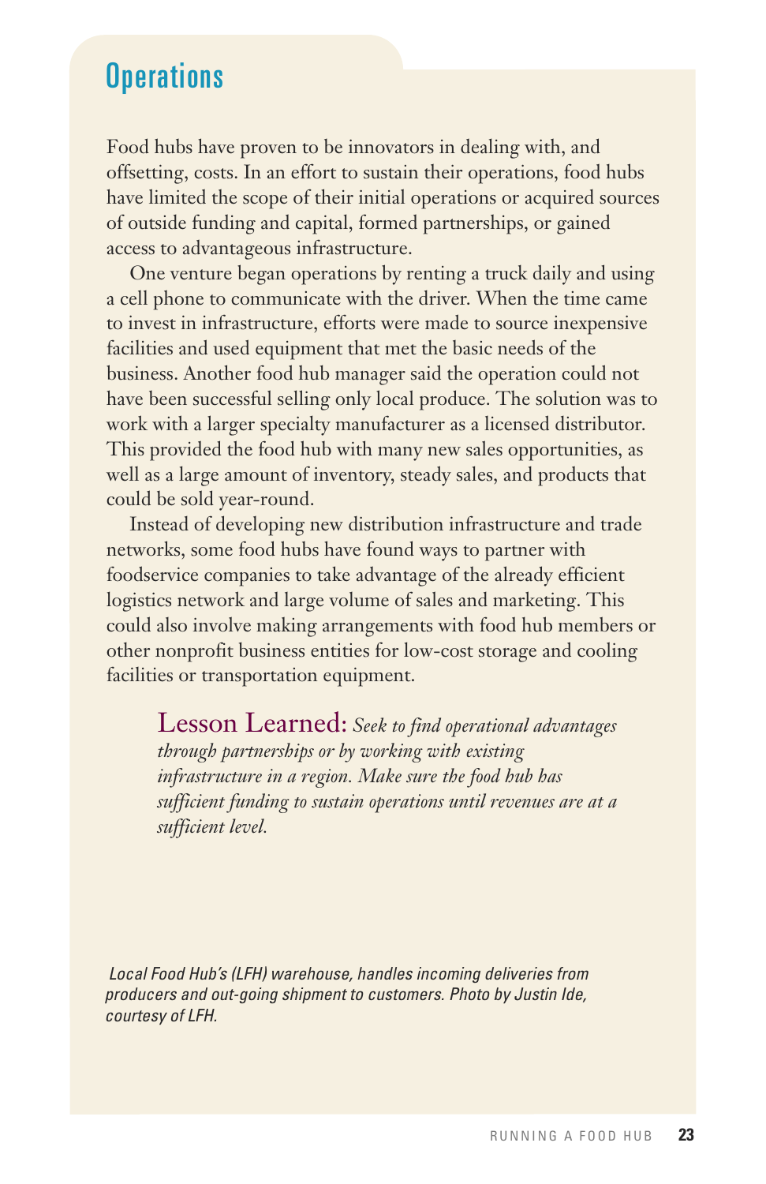## Operations

Food hubs have proven to be innovators in dealing with, and offsetting, costs. In an effort to sustain their operations, food hubs have limited the scope of their initial operations or acquired sources of outside funding and capital, formed partnerships, or gained access to advantageous infrastructure.

One venture began operations by renting a truck daily and using a cell phone to communicate with the driver. When the time came to invest in infrastructure, efforts were made to source inexpensive facilities and used equipment that met the basic needs of the business. Another food hub manager said the operation could not have been successful selling only local produce. The solution was to work with a larger specialty manufacturer as a licensed distributor. This provided the food hub with many new sales opportunities, as well as a large amount of inventory, steady sales, and products that could be sold year-round.

Instead of developing new distribution infrastructure and trade networks, some food hubs have found ways to partner with foodservice companies to take advantage of the already efficient logistics network and large volume of sales and marketing. This could also involve making arrangements with food hub members or other nonprofit business entities for low-cost storage and cooling facilities or transportation equipment.

> Lesson Learned: *Seek to find operational advantages through partnerships or by working with existing infrastructure in a region. Make sure the food hub has sufficient funding to sustain operations until revenues are at a sufficient level.*

*Local Food Hub's (LFH) warehouse, handles incoming deliveries from producers and out-going shipment to customers. Photo by Justin Ide, courtesy of LFH.*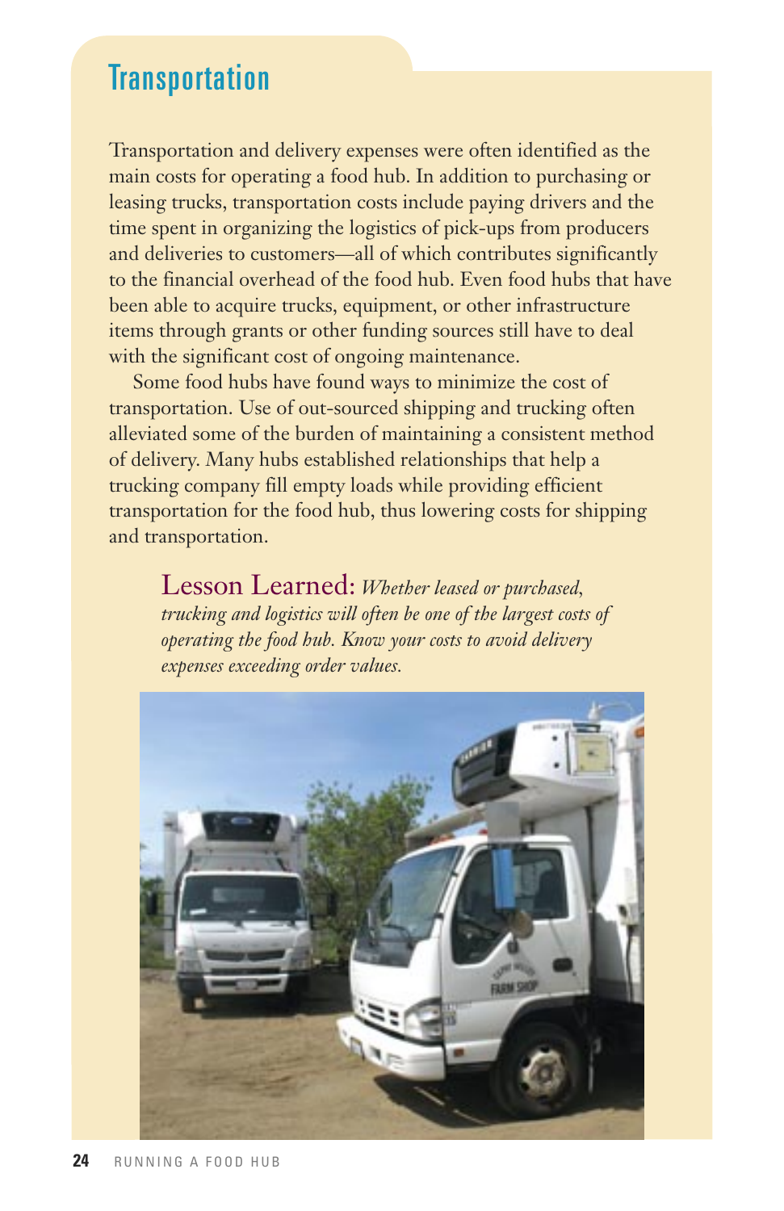## Transportation

Transportation and delivery expenses were often identified as the main costs for operating a food hub. In addition to purchasing or leasing trucks, transportation costs include paying drivers and the time spent in organizing the logistics of pick-ups from producers and deliveries to customers—all of which contributes significantly to the financial overhead of the food hub. Even food hubs that have been able to acquire trucks, equipment, or other infrastructure items through grants or other funding sources still have to deal with the significant cost of ongoing maintenance.

Some food hubs have found ways to minimize the cost of transportation. Use of out-sourced shipping and trucking often alleviated some of the burden of maintaining a consistent method of delivery. Many hubs established relationships that help a trucking company fill empty loads while providing efficient transportation for the food hub, thus lowering costs for shipping and transportation.

Lesson Learned: *Whether leased or purchased, trucking and logistics will often be one of the largest costs of operating the food hub. Know your costs to avoid delivery expenses exceeding order values.*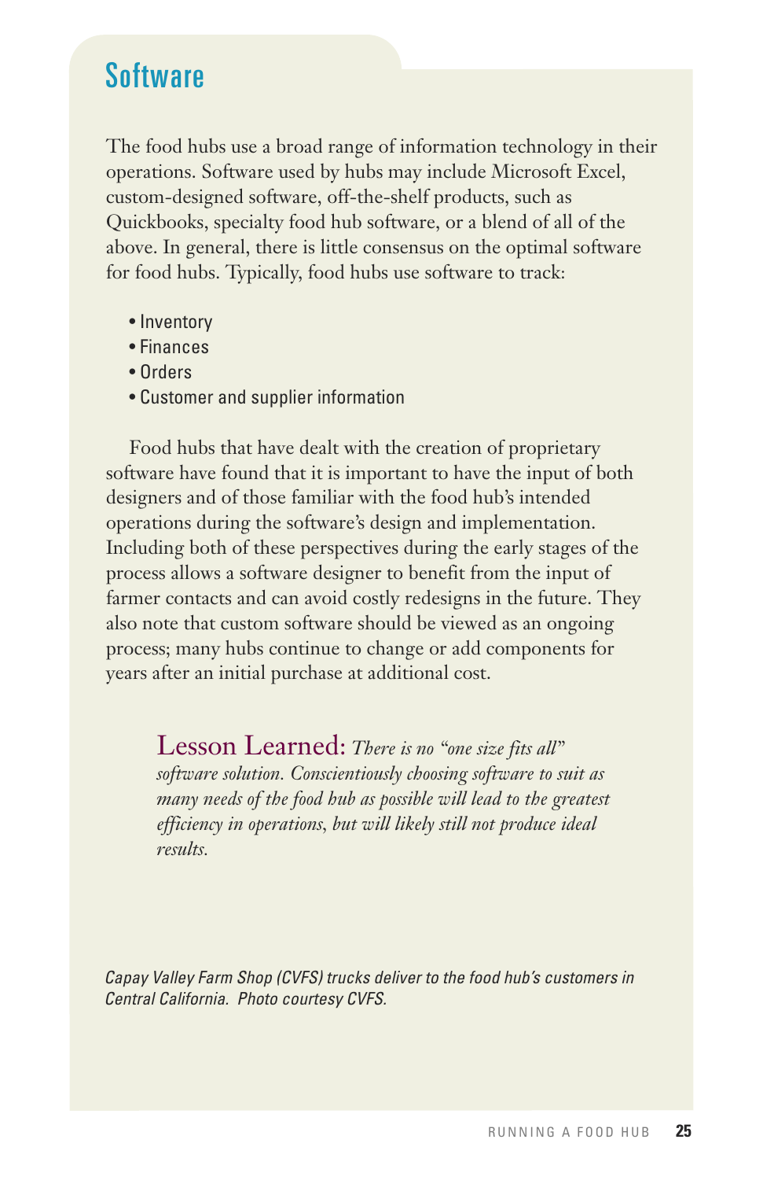## Software

The food hubs use a broad range of information technology in their operations. Software used by hubs may include Microsoft Excel, custom-designed software, off-the-shelf products, such as Quickbooks, specialty food hub software, or a blend of all of the above. In general, there is little consensus on the optimal software for food hubs. Typically, food hubs use software to track:

- Inventory
- Finances
- Orders
- Customer and supplier information

Food hubs that have dealt with the creation of proprietary software have found that it is important to have the input of both designers and of those familiar with the food hub's intended operations during the software's design and implementation. Including both of these perspectives during the early stages of the process allows a software designer to benefit from the input of farmer contacts and can avoid costly redesigns in the future. They also note that custom software should be viewed as an ongoing process; many hubs continue to change or add components for years after an initial purchase at additional cost.

> Lesson Learned: *There is no "one size fits all" software solution. Conscientiously choosing software to suit as many needs of the food hub as possible will lead to the greatest efficiency in operations, but will likely still not produce ideal results.*

*Capay Valley Farm Shop (CVFS) trucks deliver to the food hub's customers in Central California. Photo courtesy CVFS.*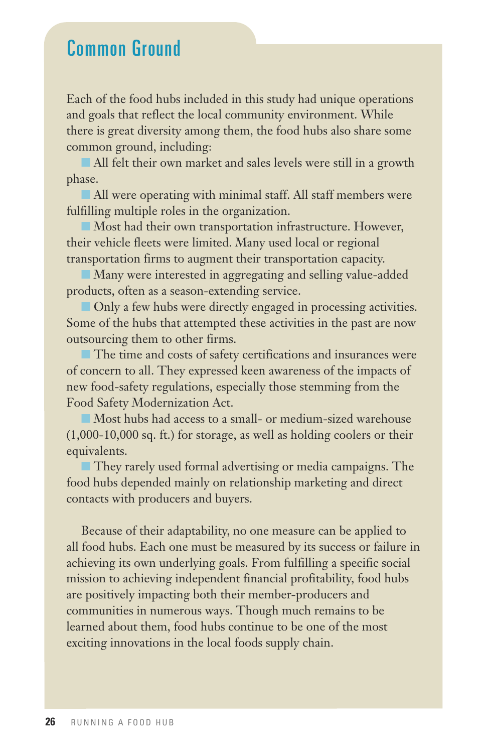## Common Ground

Each of the food hubs included in this study had unique operations and goals that reflect the local community environment. While there is great diversity among them, the food hubs also share some common ground, including:

- All felt their own market and sales levels were still in a growth phase.
- All were operating with minimal staff. All staff members were fulfilling multiple roles in the organization.
- Most had their own transportation infrastructure. However, their vehicle fleets were limited. Many used local or regional transportation firms to augment their transportation capacity.
- Many were interested in aggregating and selling value-added products, often as a season-extending service.
- Only a few hubs were directly engaged in processing activities. Some of the hubs that attempted these activities in the past are now outsourcing them to other firms.
- The time and costs of safety certifications and insurances were of concern to all. They expressed keen awareness of the impacts of new food-safety regulations, especially those stemming from the Food Safety Modernization Act.
- Most hubs had access to a small- or medium-sized warehouse (1,000-10,000 sq. ft.) for storage, as well as holding coolers or their equivalents.
- They rarely used formal advertising or media campaigns. The food hubs depended mainly on relationship marketing and direct contacts with producers and buyers.

Because of their adaptability, no one measure can be applied to all food hubs. Each one must be measured by its success or failure in achieving its own underlying goals. From fulfilling a specific social mission to achieving independent financial profitability, food hubs are positively impacting both their member-producers and communities in numerous ways. Though much remains to be learned about them, food hubs continue to be one of the most exciting innovations in the local foods supply chain.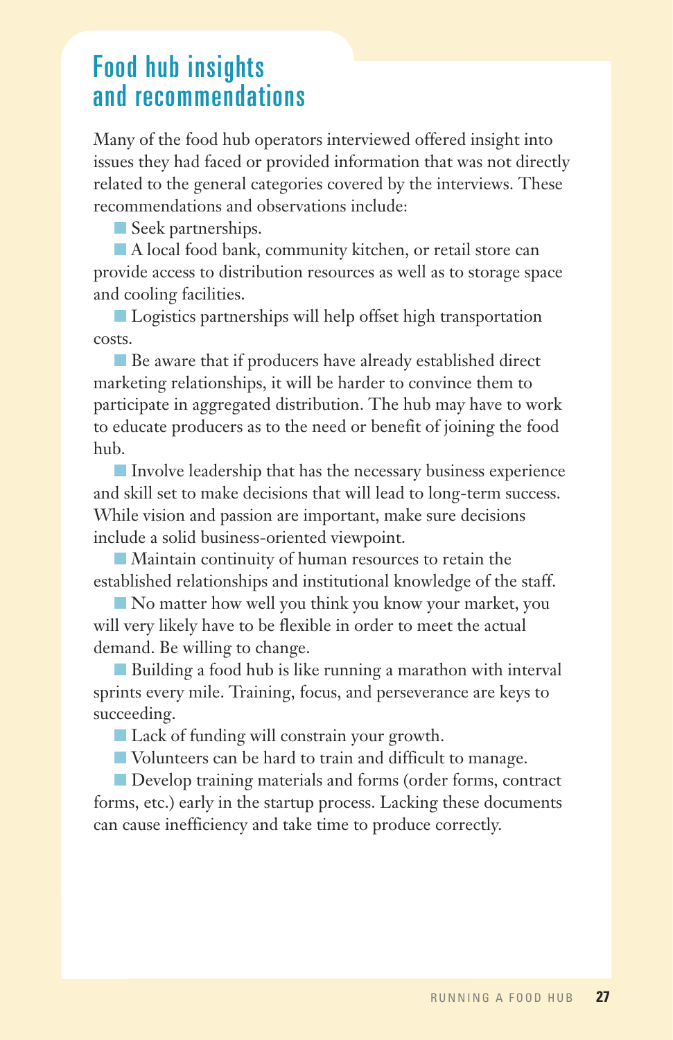## Food hub insights and recommendations

Many of the food hub operators interviewed offered insight into issues they had faced or provided information that was not directly related to the general categories covered by the interviews. These recommendations and observations include:

- Seek partnerships.
- A local food bank, community kitchen, or retail store can provide access to distribution resources as well as to storage space and cooling facilities.
- Logistics partnerships will help offset high transportation costs.
- Be aware that if producers have already established direct marketing relationships, it will be harder to convince them to participate in aggregated distribution. The hub may have to work to educate producers as to the need or benefit of joining the food hub.
- Involve leadership that has the necessary business experience and skill set to make decisions that will lead to long-term success. While vision and passion are important, make sure decisions include a solid business-oriented viewpoint.
- Maintain continuity of human resources to retain the established relationships and institutional knowledge of the staff.
- No matter how well you think you know your market, you will very likely have to be flexible in order to meet the actual demand. Be willing to change.
- Building a food hub is like running a marathon with interval sprints every mile. Training, focus, and perseverance are keys to succeeding.
- Lack of funding will constrain your growth.
- Volunteers can be hard to train and difficult to manage.
- Develop training materials and forms (order forms, contract forms, etc.) early in the startup process. Lacking these documents can cause inefficiency and take time to produce correctly.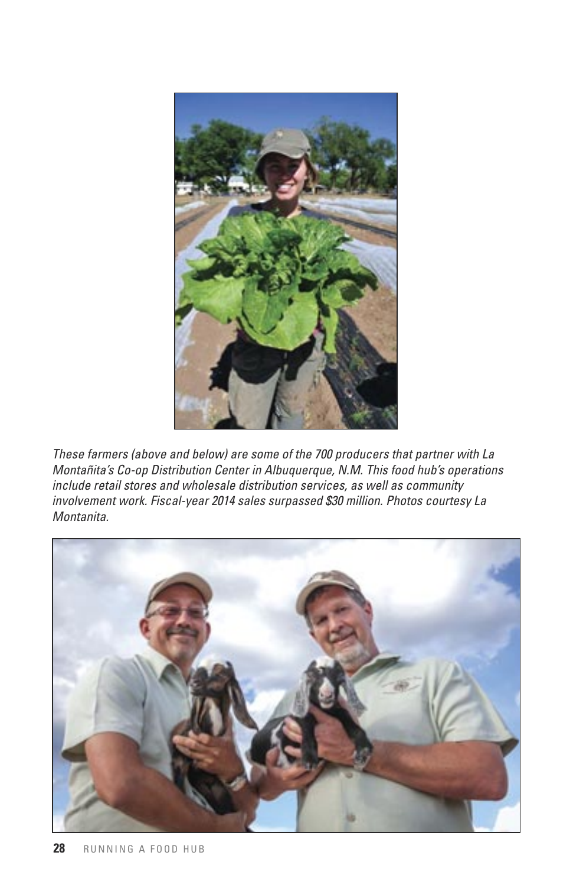*These farmers (above and below) are some of the 700 producers that partner with La Montañita's Co-op Distribution Center in Albuquerque, N.M. This food hub's operations include retail stores and wholesale distribution services, as well as community involvement work. Fiscal-year 2014 sales surpassed $30 million. Photos courtesy La Montanita.*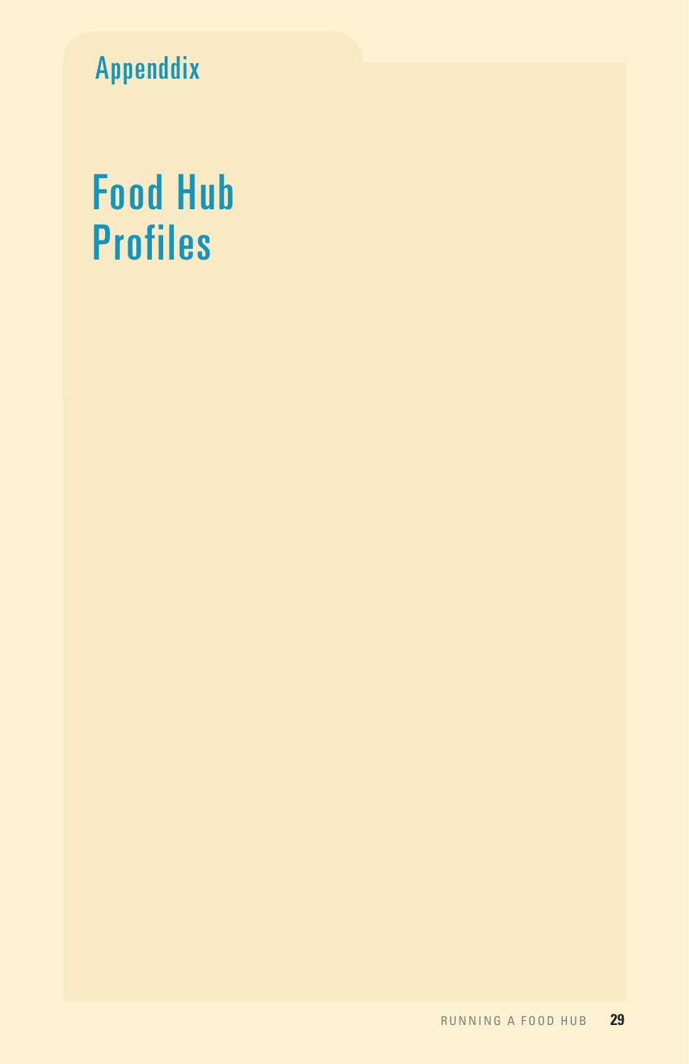Appenddix

# Food Hub Profiles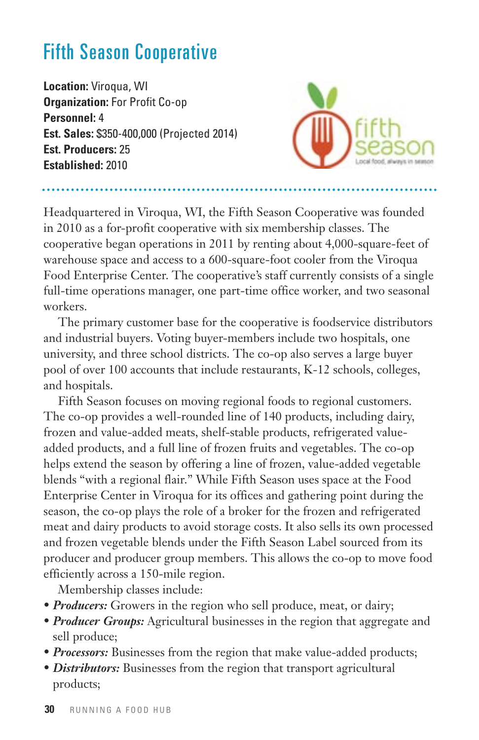# Fifth Season Cooperative

**Location:** Viroqua, WI
**Organization:** For Profit Co-op
**Personnel:** 4
**Est. Sales:** $350-400,000 (Projected 2014)
**Est. Producers:** 25
**Established:** 2010

Headquartered in Viroqua, WI, the Fifth Season Cooperative was founded in 2010 as a for-profit cooperative with six membership classes. The cooperative began operations in 2011 by renting about 4,000-square-feet of warehouse space and access to a 600-square-foot cooler from the Viroqua Food Enterprise Center. The cooperative's staff currently consists of a single full-time operations manager, one part-time office worker, and two seasonal workers.

The primary customer base for the cooperative is foodservice distributors and industrial buyers. Voting buyer-members include two hospitals, one university, and three school districts. The co-op also serves a large buyer pool of over 100 accounts that include restaurants, K-12 schools, colleges, and hospitals.

Fifth Season focuses on moving regional foods to regional customers. The co-op provides a well-rounded line of 140 products, including dairy, frozen and value-added meats, shelf-stable products, refrigerated value-added products, and a full line of frozen fruits and vegetables. The co-op helps extend the season by offering a line of frozen, value-added vegetable blends "with a regional flair." While Fifth Season uses space at the Food Enterprise Center in Viroqua for its offices and gathering point during the season, the co-op plays the role of a broker for the frozen and refrigerated meat and dairy products to avoid storage costs. It also sells its own processed and frozen vegetable blends under the Fifth Season Label sourced from its producer and producer group members. This allows the co-op to move food efficiently across a 150-mile region.

Membership classes include:

- ***Producers:*** Growers in the region who sell produce, meat, or dairy;
- ***Producer Groups:*** Agricultural businesses in the region that aggregate and sell produce;
- ***Processors:*** Businesses from the region that make value-added products;
- ***Distributors:*** Businesses from the region that transport agricultural products;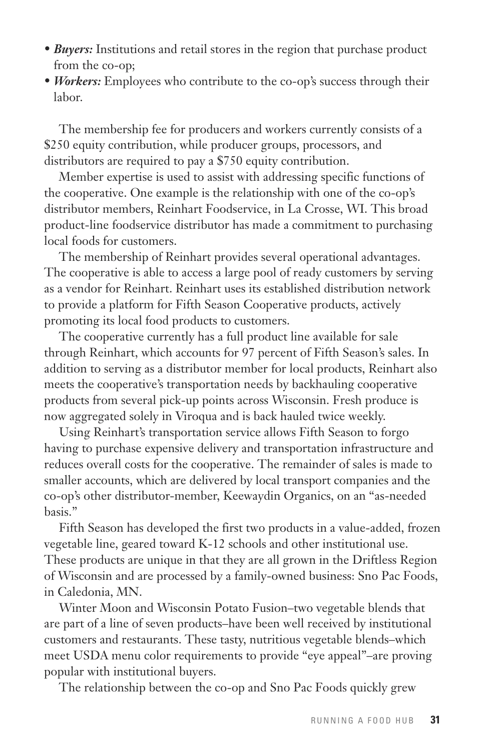- ***Buyers:*** Institutions and retail stores in the region that purchase product from the co-op;
- ***Workers:*** Employees who contribute to the co-op's success through their labor.

The membership fee for producers and workers currently consists of a $250 equity contribution, while producer groups, processors, and distributors are required to pay a $750 equity contribution.

Member expertise is used to assist with addressing specific functions of the cooperative. One example is the relationship with one of the co-op's distributor members, Reinhart Foodservice, in La Crosse, WI. This broad product-line foodservice distributor has made a commitment to purchasing local foods for customers.

The membership of Reinhart provides several operational advantages. The cooperative is able to access a large pool of ready customers by serving as a vendor for Reinhart. Reinhart uses its established distribution network to provide a platform for Fifth Season Cooperative products, actively promoting its local food products to customers.

The cooperative currently has a full product line available for sale through Reinhart, which accounts for 97 percent of Fifth Season's sales. In addition to serving as a distributor member for local products, Reinhart also meets the cooperative's transportation needs by backhauling cooperative products from several pick-up points across Wisconsin. Fresh produce is now aggregated solely in Viroqua and is back hauled twice weekly.

Using Reinhart's transportation service allows Fifth Season to forgo having to purchase expensive delivery and transportation infrastructure and reduces overall costs for the cooperative. The remainder of sales is made to smaller accounts, which are delivered by local transport companies and the co-op's other distributor-member, Keewaydin Organics, on an "as-needed basis."

Fifth Season has developed the first two products in a value-added, frozen vegetable line, geared toward K-12 schools and other institutional use. These products are unique in that they are all grown in the Driftless Region of Wisconsin and are processed by a family-owned business: Sno Pac Foods, in Caledonia, MN.

Winter Moon and Wisconsin Potato Fusion–two vegetable blends that are part of a line of seven products–have been well received by institutional customers and restaurants. These tasty, nutritious vegetable blends–which meet USDA menu color requirements to provide "eye appeal"–are proving popular with institutional buyers.

The relationship between the co-op and Sno Pac Foods quickly grew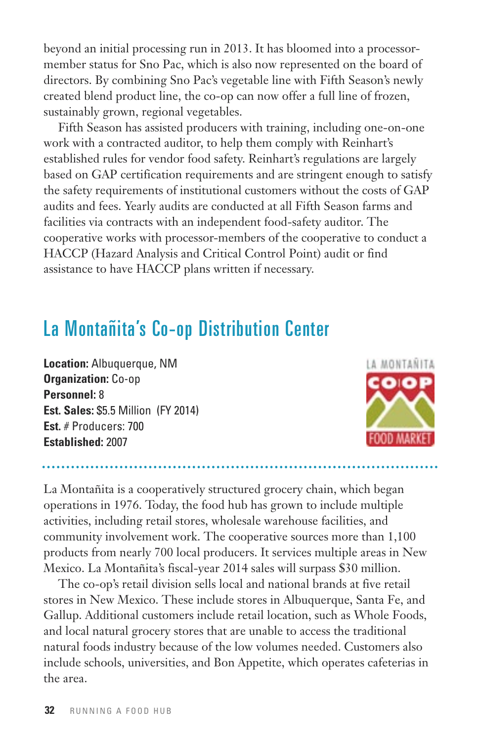beyond an initial processing run in 2013. It has bloomed into a processor-member status for Sno Pac, which is also now represented on the board of directors. By combining Sno Pac's vegetable line with Fifth Season's newly created blend product line, the co-op can now offer a full line of frozen, sustainably grown, regional vegetables.

Fifth Season has assisted producers with training, including one-on-one work with a contracted auditor, to help them comply with Reinhart's established rules for vendor food safety. Reinhart's regulations are largely based on GAP certification requirements and are stringent enough to satisfy the safety requirements of institutional customers without the costs of GAP audits and fees. Yearly audits are conducted at all Fifth Season farms and facilities via contracts with an independent food-safety auditor. The cooperative works with processor-members of the cooperative to conduct a HACCP (Hazard Analysis and Critical Control Point) audit or find assistance to have HACCP plans written if necessary.

## La Montañita's Co-op Distribution Center

**Location:** Albuquerque, NM
**Organization:** Co-op
**Personnel:** 8
**Est. Sales:** $5.5 Million (FY 2014)
**Est.** # Producers: 700
**Established:** 2007

LA MONTAÑITA CO-OP FOOD MARKET

La Montañita is a cooperatively structured grocery chain, which began operations in 1976. Today, the food hub has grown to include multiple activities, including retail stores, wholesale warehouse facilities, and community involvement work. The cooperative sources more than 1,100 products from nearly 700 local producers. It services multiple areas in New Mexico. La Montañita's fiscal-year 2014 sales will surpass $30 million.

The co-op's retail division sells local and national brands at five retail stores in New Mexico. These include stores in Albuquerque, Santa Fe, and Gallup. Additional customers include retail location, such as Whole Foods, and local natural grocery stores that are unable to access the traditional natural foods industry because of the low volumes needed. Customers also include schools, universities, and Bon Appetite, which operates cafeterias in the area.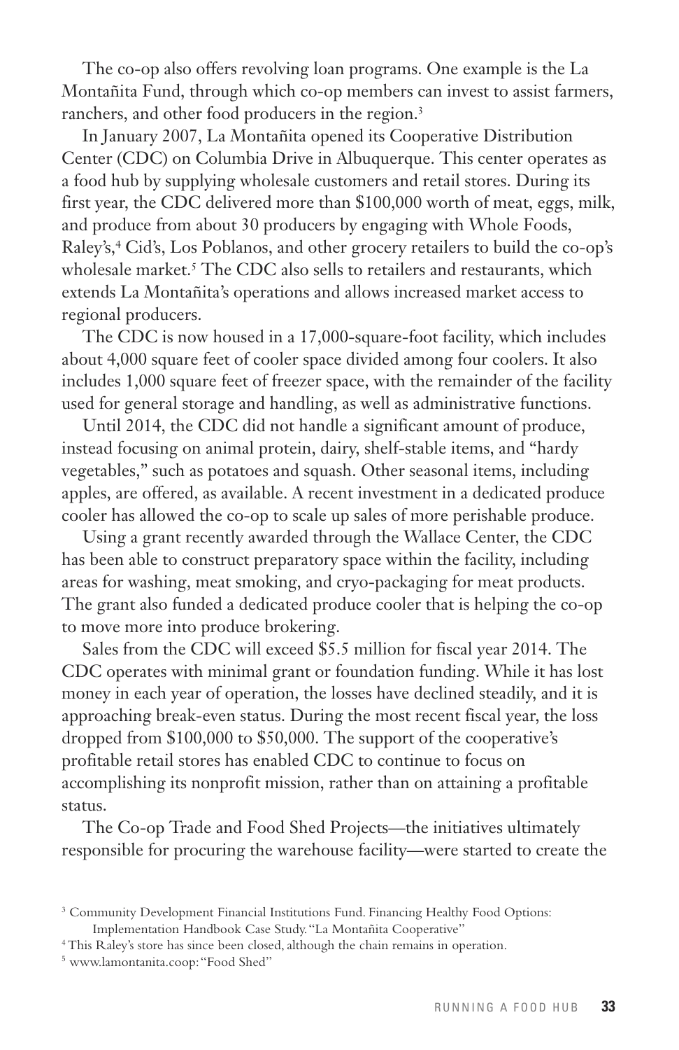The co-op also offers revolving loan programs. One example is the La Montañita Fund, through which co-op members can invest to assist farmers, ranchers, and other food producers in the region.[3]

In January 2007, La Montañita opened its Cooperative Distribution Center (CDC) on Columbia Drive in Albuquerque. This center operates as a food hub by supplying wholesale customers and retail stores. During its first year, the CDC delivered more than $100,000 worth of meat, eggs, milk, and produce from about 30 producers by engaging with Whole Foods, Raley's,[4] Cid's, Los Poblanos, and other grocery retailers to build the co-op's wholesale market.[5] The CDC also sells to retailers and restaurants, which extends La Montañita's operations and allows increased market access to regional producers.

The CDC is now housed in a 17,000-square-foot facility, which includes about 4,000 square feet of cooler space divided among four coolers. It also includes 1,000 square feet of freezer space, with the remainder of the facility used for general storage and handling, as well as administrative functions.

Until 2014, the CDC did not handle a significant amount of produce, instead focusing on animal protein, dairy, shelf-stable items, and "hardy vegetables," such as potatoes and squash. Other seasonal items, including apples, are offered, as available. A recent investment in a dedicated produce cooler has allowed the co-op to scale up sales of more perishable produce.

Using a grant recently awarded through the Wallace Center, the CDC has been able to construct preparatory space within the facility, including areas for washing, meat smoking, and cryo-packaging for meat products. The grant also funded a dedicated produce cooler that is helping the co-op to move more into produce brokering.

Sales from the CDC will exceed $5.5 million for fiscal year 2014. The CDC operates with minimal grant or foundation funding. While it has lost money in each year of operation, the losses have declined steadily, and it is approaching break-even status. During the most recent fiscal year, the loss dropped from $100,000 to $50,000. The support of the cooperative's profitable retail stores has enabled CDC to continue to focus on accomplishing its nonprofit mission, rather than on attaining a profitable status.

The Co-op Trade and Food Shed Projects—the initiatives ultimately responsible for procuring the warehouse facility—were started to create the

[3] Community Development Financial Institutions Fund. Financing Healthy Food Options: Implementation Handbook Case Study. "La Montañita Cooperative"

[4] This Raley's store has since been closed, although the chain remains in operation.

[5] www.lamontanita.coop: "Food Shed"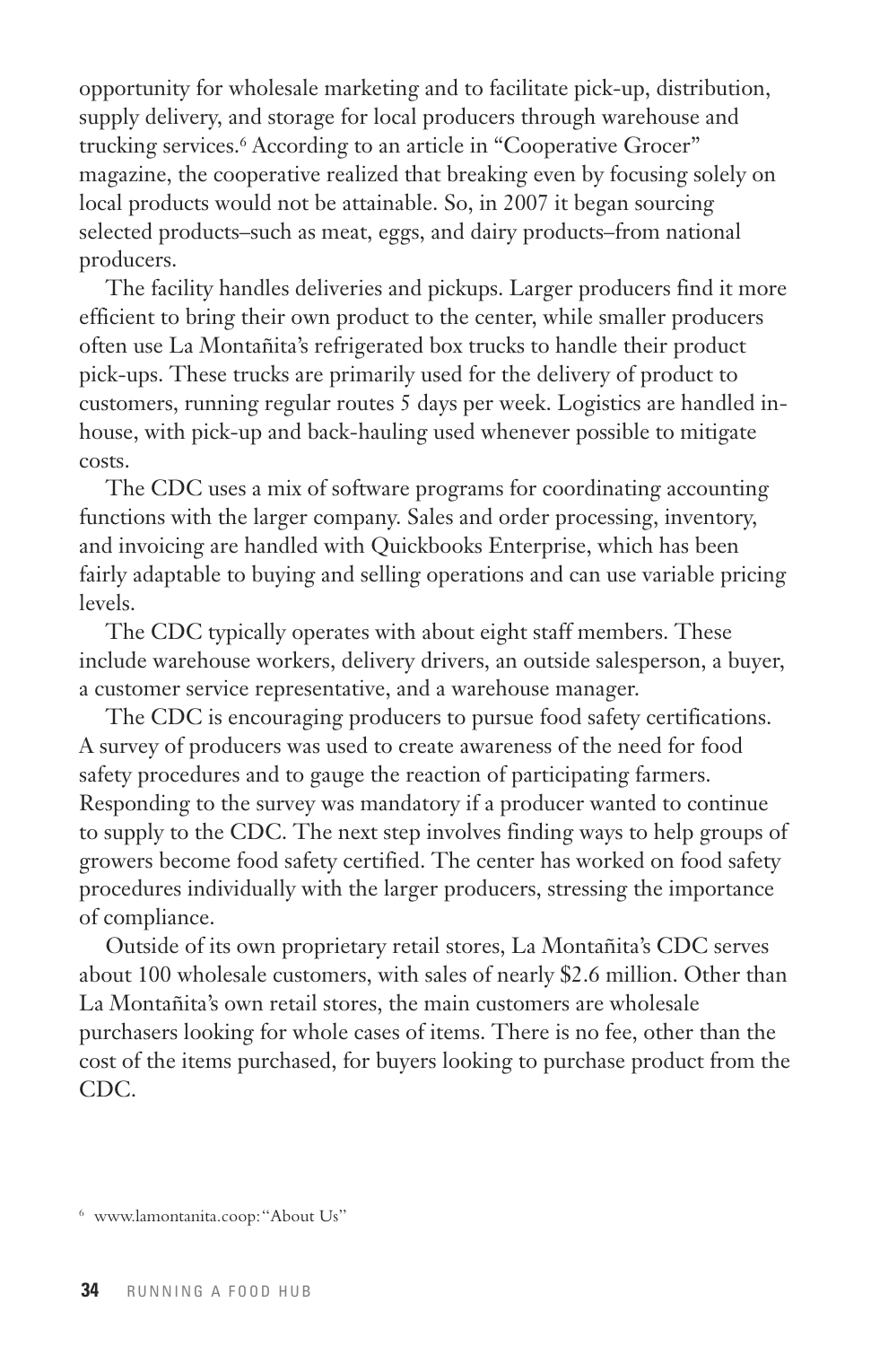opportunity for wholesale marketing and to facilitate pick-up, distribution, supply delivery, and storage for local producers through warehouse and trucking services.[6] According to an article in "Cooperative Grocer" magazine, the cooperative realized that breaking even by focusing solely on local products would not be attainable. So, in 2007 it began sourcing selected products–such as meat, eggs, and dairy products–from national producers.

The facility handles deliveries and pickups. Larger producers find it more efficient to bring their own product to the center, while smaller producers often use La Montañita's refrigerated box trucks to handle their product pick-ups. These trucks are primarily used for the delivery of product to customers, running regular routes 5 days per week. Logistics are handled in-house, with pick-up and back-hauling used whenever possible to mitigate costs.

The CDC uses a mix of software programs for coordinating accounting functions with the larger company. Sales and order processing, inventory, and invoicing are handled with Quickbooks Enterprise, which has been fairly adaptable to buying and selling operations and can use variable pricing levels.

The CDC typically operates with about eight staff members. These include warehouse workers, delivery drivers, an outside salesperson, a buyer, a customer service representative, and a warehouse manager.

The CDC is encouraging producers to pursue food safety certifications. A survey of producers was used to create awareness of the need for food safety procedures and to gauge the reaction of participating farmers. Responding to the survey was mandatory if a producer wanted to continue to supply to the CDC. The next step involves finding ways to help groups of growers become food safety certified. The center has worked on food safety procedures individually with the larger producers, stressing the importance of compliance.

Outside of its own proprietary retail stores, La Montañita's CDC serves about 100 wholesale customers, with sales of nearly $2.6 million. Other than La Montañita's own retail stores, the main customers are wholesale purchasers looking for whole cases of items. There is no fee, other than the cost of the items purchased, for buyers looking to purchase product from the CDC.

[6] www.lamontanita.coop: "About Us"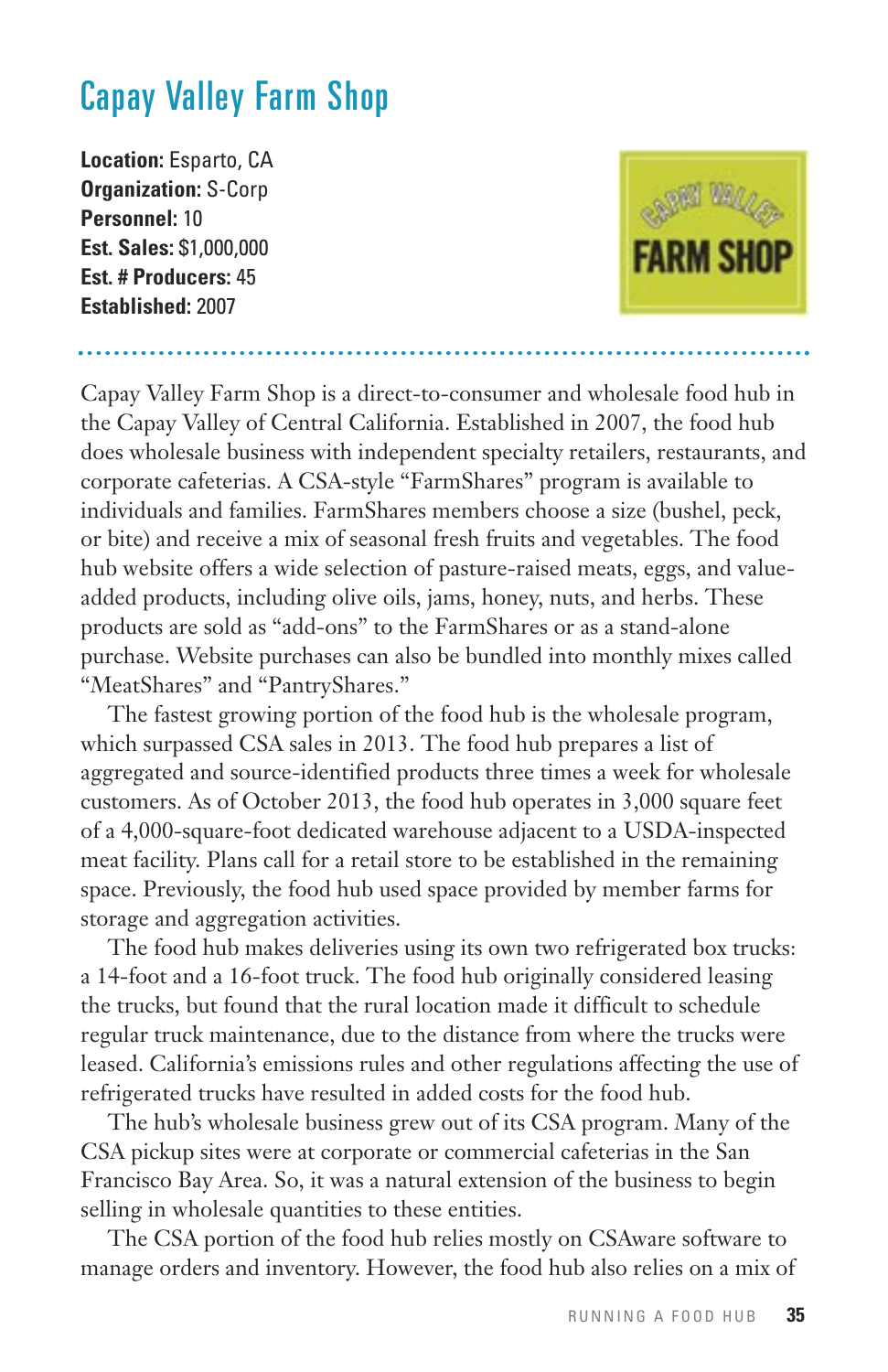# Capay Valley Farm Shop

**Location:** Esparto, CA
**Organization:** S-Corp
**Personnel:** 10
**Est. Sales:** $1,000,000
**Est. # Producers:** 45
**Established:** 2007

Capay Valley Farm Shop is a direct-to-consumer and wholesale food hub in the Capay Valley of Central California. Established in 2007, the food hub does wholesale business with independent specialty retailers, restaurants, and corporate cafeterias. A CSA-style "FarmShares" program is available to individuals and families. FarmShares members choose a size (bushel, peck, or bite) and receive a mix of seasonal fresh fruits and vegetables. The food hub website offers a wide selection of pasture-raised meats, eggs, and value-added products, including olive oils, jams, honey, nuts, and herbs. These products are sold as "add-ons" to the FarmShares or as a stand-alone purchase. Website purchases can also be bundled into monthly mixes called "MeatShares" and "PantryShares."

The fastest growing portion of the food hub is the wholesale program, which surpassed CSA sales in 2013. The food hub prepares a list of aggregated and source-identified products three times a week for wholesale customers. As of October 2013, the food hub operates in 3,000 square feet of a 4,000-square-foot dedicated warehouse adjacent to a USDA-inspected meat facility. Plans call for a retail store to be established in the remaining space. Previously, the food hub used space provided by member farms for storage and aggregation activities.

The food hub makes deliveries using its own two refrigerated box trucks: a 14-foot and a 16-foot truck. The food hub originally considered leasing the trucks, but found that the rural location made it difficult to schedule regular truck maintenance, due to the distance from where the trucks were leased. California's emissions rules and other regulations affecting the use of refrigerated trucks have resulted in added costs for the food hub.

The hub's wholesale business grew out of its CSA program. Many of the CSA pickup sites were at corporate or commercial cafeterias in the San Francisco Bay Area. So, it was a natural extension of the business to begin selling in wholesale quantities to these entities.

The CSA portion of the food hub relies mostly on CSAware software to manage orders and inventory. However, the food hub also relies on a mix of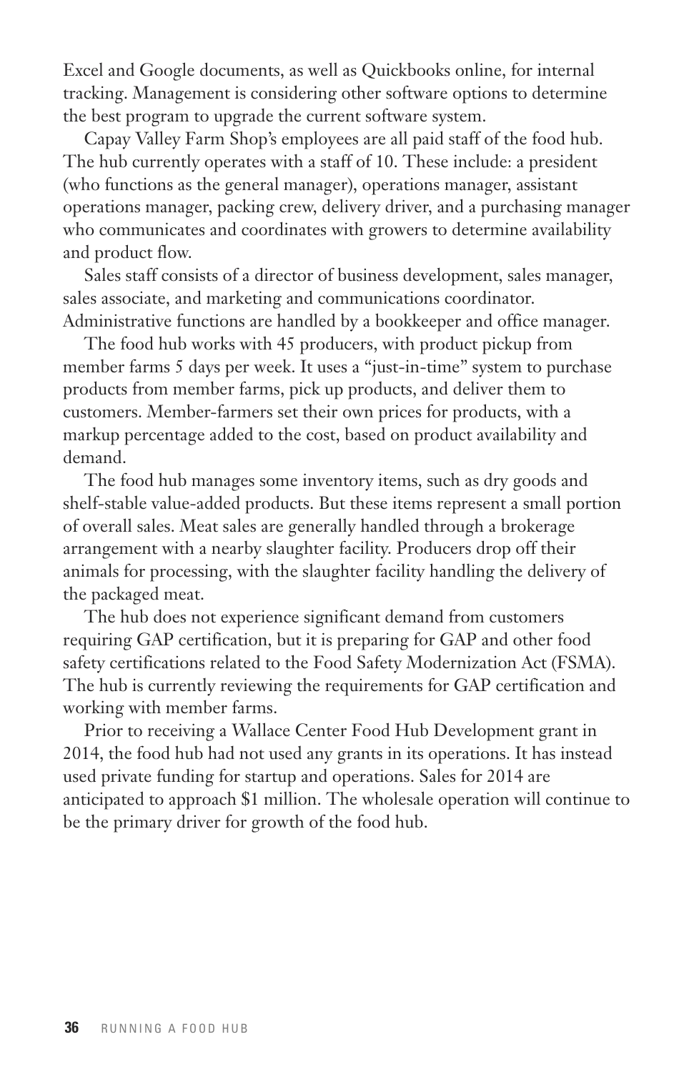Excel and Google documents, as well as Quickbooks online, for internal tracking. Management is considering other software options to determine the best program to upgrade the current software system.

Capay Valley Farm Shop's employees are all paid staff of the food hub. The hub currently operates with a staff of 10. These include: a president (who functions as the general manager), operations manager, assistant operations manager, packing crew, delivery driver, and a purchasing manager who communicates and coordinates with growers to determine availability and product flow.

Sales staff consists of a director of business development, sales manager, sales associate, and marketing and communications coordinator. Administrative functions are handled by a bookkeeper and office manager.

The food hub works with 45 producers, with product pickup from member farms 5 days per week. It uses a "just-in-time" system to purchase products from member farms, pick up products, and deliver them to customers. Member-farmers set their own prices for products, with a markup percentage added to the cost, based on product availability and demand.

The food hub manages some inventory items, such as dry goods and shelf-stable value-added products. But these items represent a small portion of overall sales. Meat sales are generally handled through a brokerage arrangement with a nearby slaughter facility. Producers drop off their animals for processing, with the slaughter facility handling the delivery of the packaged meat.

The hub does not experience significant demand from customers requiring GAP certification, but it is preparing for GAP and other food safety certifications related to the Food Safety Modernization Act (FSMA). The hub is currently reviewing the requirements for GAP certification and working with member farms.

Prior to receiving a Wallace Center Food Hub Development grant in 2014, the food hub had not used any grants in its operations. It has instead used private funding for startup and operations. Sales for 2014 are anticipated to approach $1 million. The wholesale operation will continue to be the primary driver for growth of the food hub.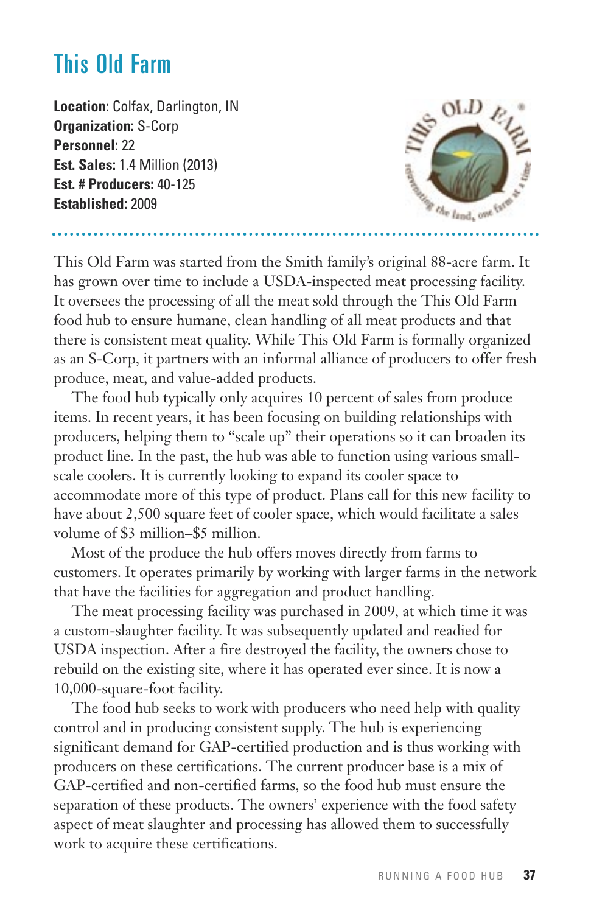# This Old Farm

**Location:** Colfax, Darlington, IN
**Organization:** S-Corp
**Personnel:** 22
**Est. Sales:** 1.4 Million (2013)
**Est. # Producers:** 40-125
**Established:** 2009

This Old Farm was started from the Smith family's original 88-acre farm. It has grown over time to include a USDA-inspected meat processing facility. It oversees the processing of all the meat sold through the This Old Farm food hub to ensure humane, clean handling of all meat products and that there is consistent meat quality. While This Old Farm is formally organized as an S-Corp, it partners with an informal alliance of producers to offer fresh produce, meat, and value-added products.

The food hub typically only acquires 10 percent of sales from produce items. In recent years, it has been focusing on building relationships with producers, helping them to "scale up" their operations so it can broaden its product line. In the past, the hub was able to function using various small-scale coolers. It is currently looking to expand its cooler space to accommodate more of this type of product. Plans call for this new facility to have about 2,500 square feet of cooler space, which would facilitate a sales volume of $3 million–$5 million.

Most of the produce the hub offers moves directly from farms to customers. It operates primarily by working with larger farms in the network that have the facilities for aggregation and product handling.

The meat processing facility was purchased in 2009, at which time it was a custom-slaughter facility. It was subsequently updated and readied for USDA inspection. After a fire destroyed the facility, the owners chose to rebuild on the existing site, where it has operated ever since. It is now a 10,000-square-foot facility.

The food hub seeks to work with producers who need help with quality control and in producing consistent supply. The hub is experiencing significant demand for GAP-certified production and is thus working with producers on these certifications. The current producer base is a mix of GAP-certified and non-certified farms, so the food hub must ensure the separation of these products. The owners' experience with the food safety aspect of meat slaughter and processing has allowed them to successfully work to acquire these certifications.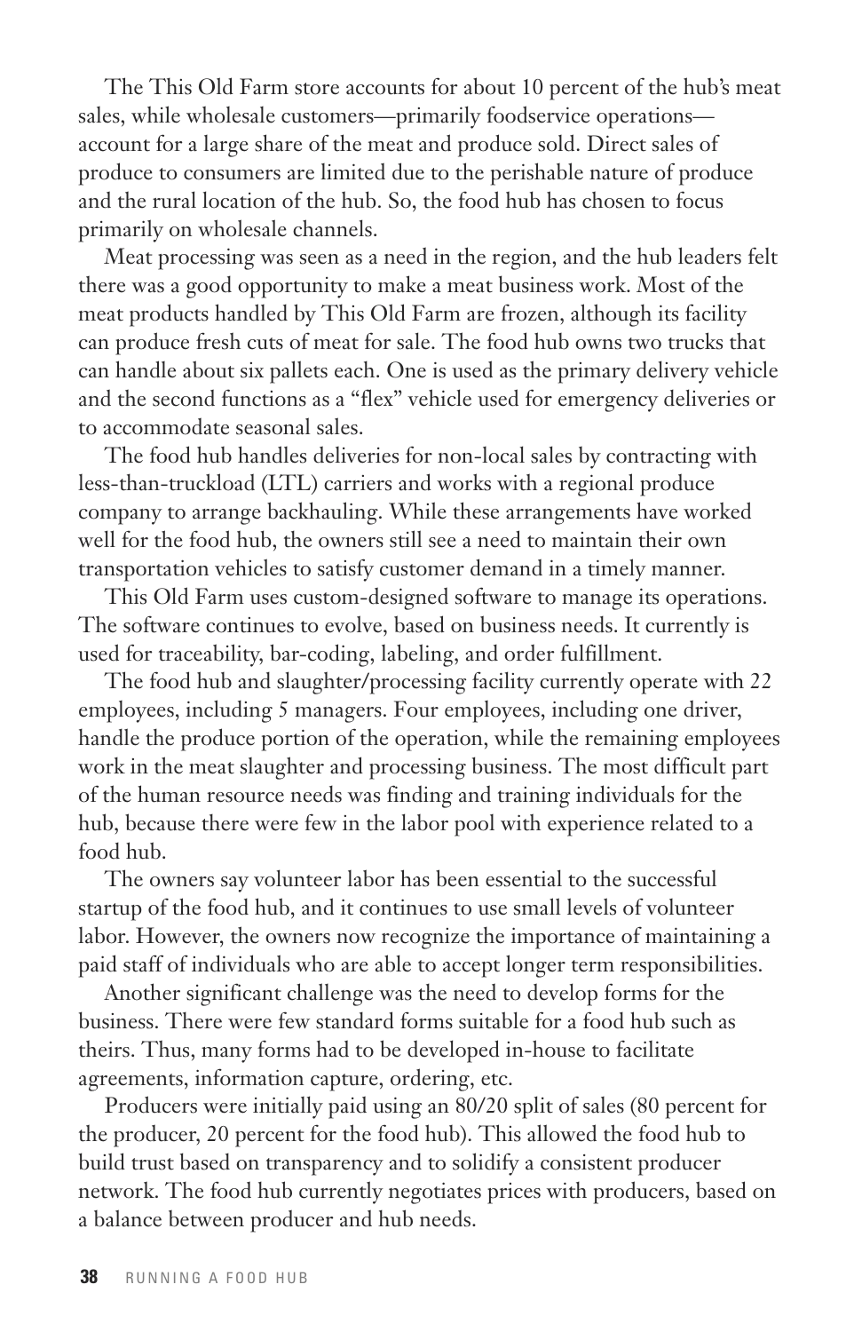The This Old Farm store accounts for about 10 percent of the hub's meat sales, while wholesale customers—primarily foodservice operations—account for a large share of the meat and produce sold. Direct sales of produce to consumers are limited due to the perishable nature of produce and the rural location of the hub. So, the food hub has chosen to focus primarily on wholesale channels.

Meat processing was seen as a need in the region, and the hub leaders felt there was a good opportunity to make a meat business work. Most of the meat products handled by This Old Farm are frozen, although its facility can produce fresh cuts of meat for sale. The food hub owns two trucks that can handle about six pallets each. One is used as the primary delivery vehicle and the second functions as a "flex" vehicle used for emergency deliveries or to accommodate seasonal sales.

The food hub handles deliveries for non-local sales by contracting with less-than-truckload (LTL) carriers and works with a regional produce company to arrange backhauling. While these arrangements have worked well for the food hub, the owners still see a need to maintain their own transportation vehicles to satisfy customer demand in a timely manner.

This Old Farm uses custom-designed software to manage its operations. The software continues to evolve, based on business needs. It currently is used for traceability, bar-coding, labeling, and order fulfillment.

The food hub and slaughter/processing facility currently operate with 22 employees, including 5 managers. Four employees, including one driver, handle the produce portion of the operation, while the remaining employees work in the meat slaughter and processing business. The most difficult part of the human resource needs was finding and training individuals for the hub, because there were few in the labor pool with experience related to a food hub.

The owners say volunteer labor has been essential to the successful startup of the food hub, and it continues to use small levels of volunteer labor. However, the owners now recognize the importance of maintaining a paid staff of individuals who are able to accept longer term responsibilities.

Another significant challenge was the need to develop forms for the business. There were few standard forms suitable for a food hub such as theirs. Thus, many forms had to be developed in-house to facilitate agreements, information capture, ordering, etc.

Producers were initially paid using an 80/20 split of sales (80 percent for the producer, 20 percent for the food hub). This allowed the food hub to build trust based on transparency and to solidify a consistent producer network. The food hub currently negotiates prices with producers, based on a balance between producer and hub needs.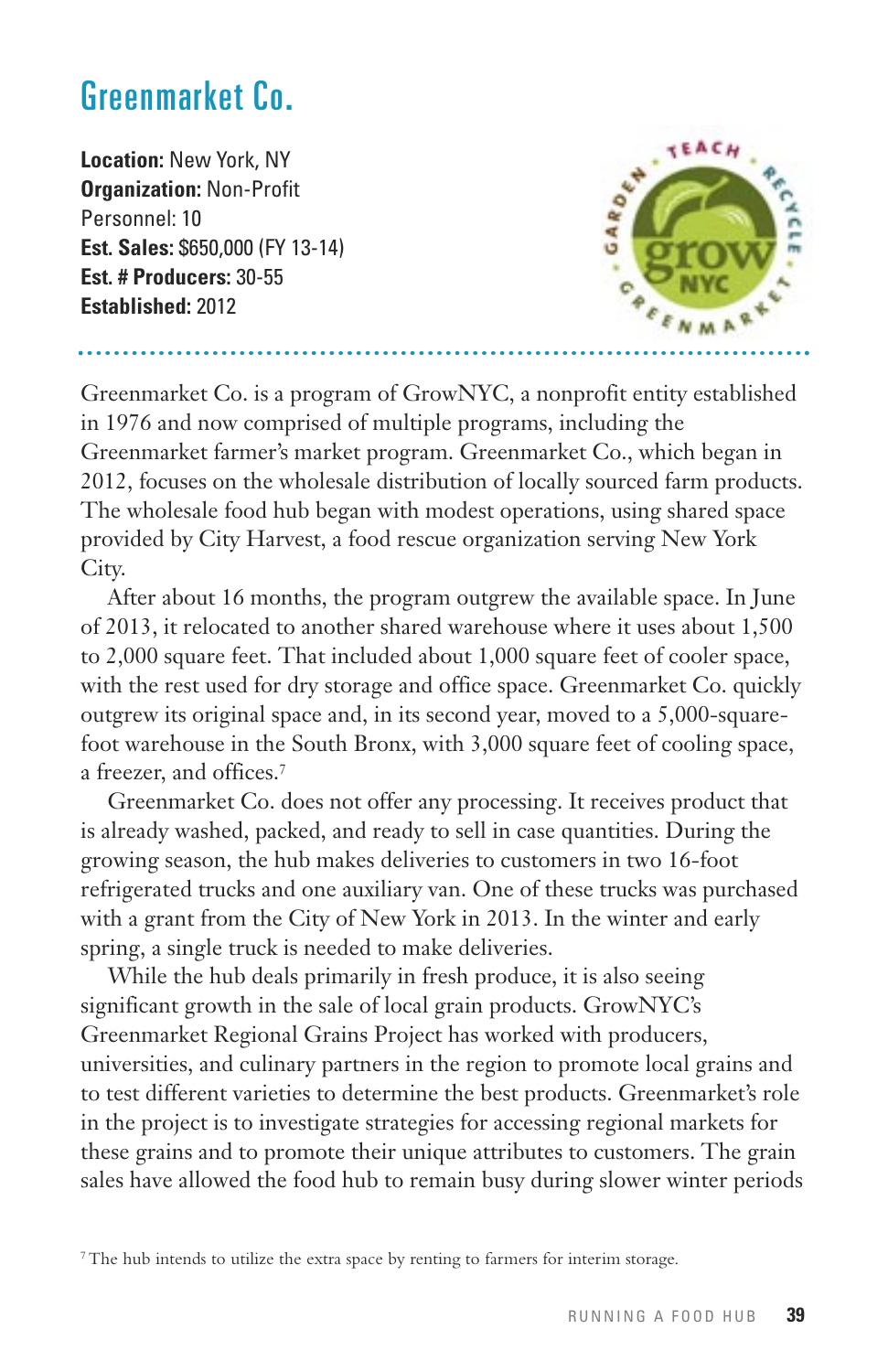## Greenmarket Co.

**Location:** New York, NY
**Organization:** Non-Profit
Personnel: 10
**Est. Sales:** $650,000 (FY 13-14)
**Est. # Producers:** 30-55
**Established:** 2012

Greenmarket Co. is a program of GrowNYC, a nonprofit entity established in 1976 and now comprised of multiple programs, including the Greenmarket farmer's market program. Greenmarket Co., which began in 2012, focuses on the wholesale distribution of locally sourced farm products. The wholesale food hub began with modest operations, using shared space provided by City Harvest, a food rescue organization serving New York City.

After about 16 months, the program outgrew the available space. In June of 2013, it relocated to another shared warehouse where it uses about 1,500 to 2,000 square feet. That included about 1,000 square feet of cooler space, with the rest used for dry storage and office space. Greenmarket Co. quickly outgrew its original space and, in its second year, moved to a 5,000-square-foot warehouse in the South Bronx, with 3,000 square feet of cooling space, a freezer, and offices.[7]

Greenmarket Co. does not offer any processing. It receives product that is already washed, packed, and ready to sell in case quantities. During the growing season, the hub makes deliveries to customers in two 16-foot refrigerated trucks and one auxiliary van. One of these trucks was purchased with a grant from the City of New York in 2013. In the winter and early spring, a single truck is needed to make deliveries.

While the hub deals primarily in fresh produce, it is also seeing significant growth in the sale of local grain products. GrowNYC's Greenmarket Regional Grains Project has worked with producers, universities, and culinary partners in the region to promote local grains and to test different varieties to determine the best products. Greenmarket's role in the project is to investigate strategies for accessing regional markets for these grains and to promote their unique attributes to customers. The grain sales have allowed the food hub to remain busy during slower winter periods

[7] The hub intends to utilize the extra space by renting to farmers for interim storage.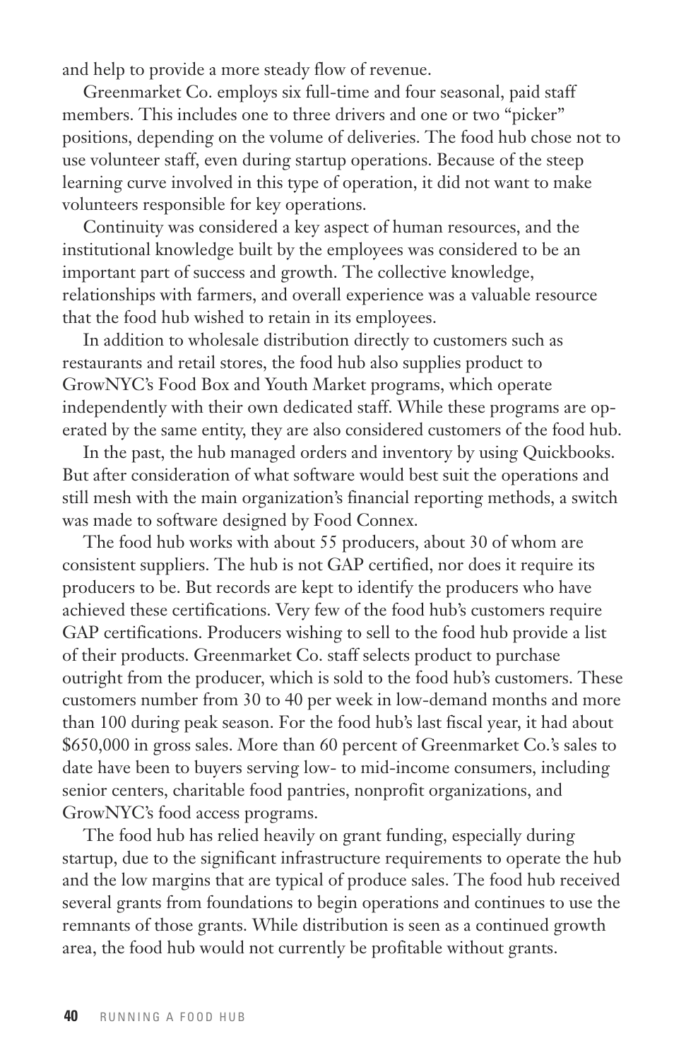and help to provide a more steady flow of revenue.

Greenmarket Co. employs six full-time and four seasonal, paid staff members. This includes one to three drivers and one or two "picker" positions, depending on the volume of deliveries. The food hub chose not to use volunteer staff, even during startup operations. Because of the steep learning curve involved in this type of operation, it did not want to make volunteers responsible for key operations.

Continuity was considered a key aspect of human resources, and the institutional knowledge built by the employees was considered to be an important part of success and growth. The collective knowledge, relationships with farmers, and overall experience was a valuable resource that the food hub wished to retain in its employees.

In addition to wholesale distribution directly to customers such as restaurants and retail stores, the food hub also supplies product to GrowNYC's Food Box and Youth Market programs, which operate independently with their own dedicated staff. While these programs are operated by the same entity, they are also considered customers of the food hub.

In the past, the hub managed orders and inventory by using Quickbooks. But after consideration of what software would best suit the operations and still mesh with the main organization's financial reporting methods, a switch was made to software designed by Food Connex.

The food hub works with about 55 producers, about 30 of whom are consistent suppliers. The hub is not GAP certified, nor does it require its producers to be. But records are kept to identify the producers who have achieved these certifications. Very few of the food hub's customers require GAP certifications. Producers wishing to sell to the food hub provide a list of their products. Greenmarket Co. staff selects product to purchase outright from the producer, which is sold to the food hub's customers. These customers number from 30 to 40 per week in low-demand months and more than 100 during peak season. For the food hub's last fiscal year, it had about $650,000 in gross sales. More than 60 percent of Greenmarket Co.'s sales to date have been to buyers serving low- to mid-income consumers, including senior centers, charitable food pantries, nonprofit organizations, and GrowNYC's food access programs.

The food hub has relied heavily on grant funding, especially during startup, due to the significant infrastructure requirements to operate the hub and the low margins that are typical of produce sales. The food hub received several grants from foundations to begin operations and continues to use the remnants of those grants. While distribution is seen as a continued growth area, the food hub would not currently be profitable without grants.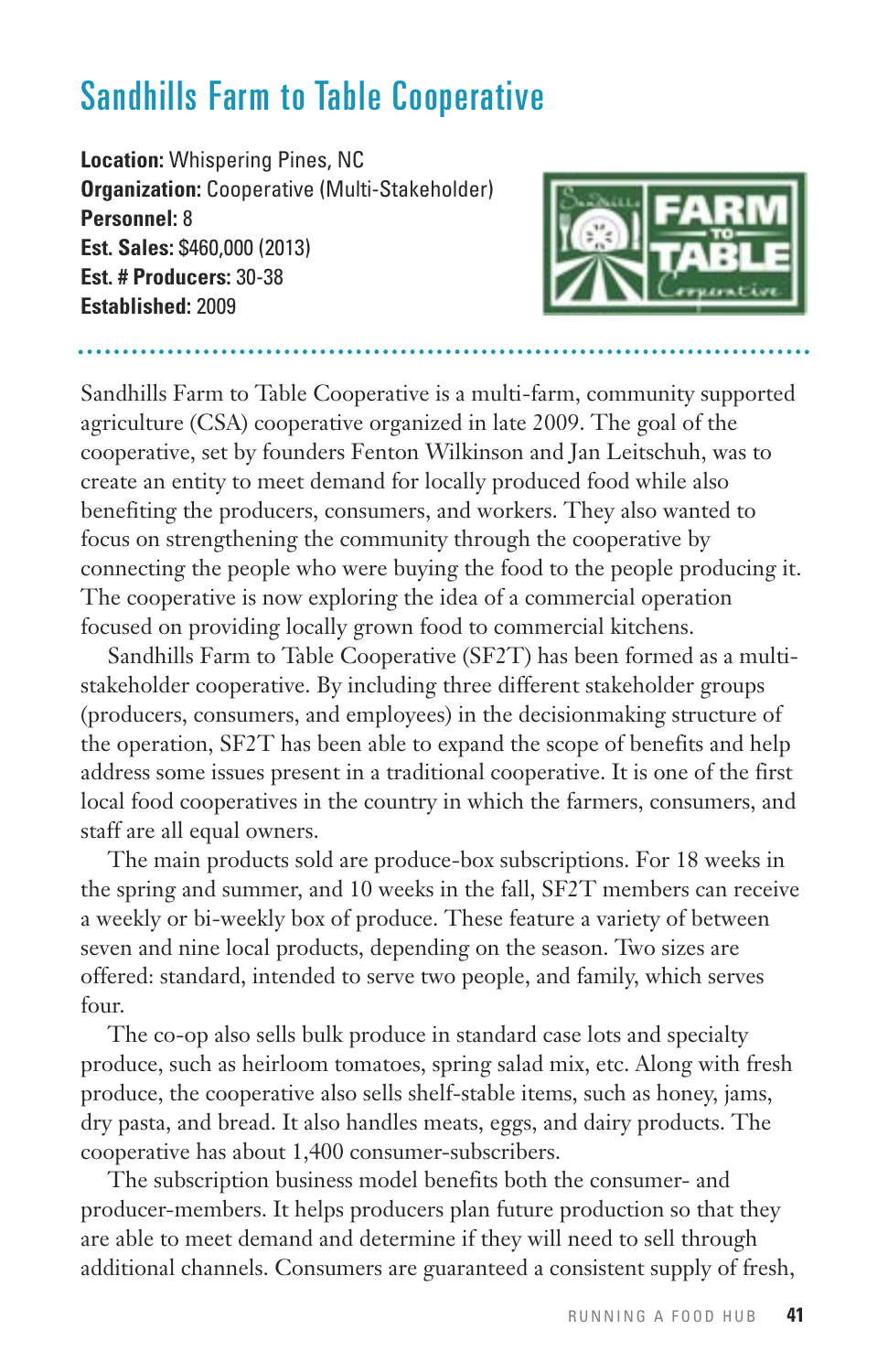# Sandhills Farm to Table Cooperative

**Location:** Whispering Pines, NC
**Organization:** Cooperative (Multi-Stakeholder)
**Personnel:** 8
**Est. Sales:** $460,000 (2013)
**Est. # Producers:** 30-38
**Established:** 2009

Sandhills Farm to Table Cooperative is a multi-farm, community supported agriculture (CSA) cooperative organized in late 2009. The goal of the cooperative, set by founders Fenton Wilkinson and Jan Leitschuh, was to create an entity to meet demand for locally produced food while also benefiting the producers, consumers, and workers. They also wanted to focus on strengthening the community through the cooperative by connecting the people who were buying the food to the people producing it. The cooperative is now exploring the idea of a commercial operation focused on providing locally grown food to commercial kitchens.

Sandhills Farm to Table Cooperative (SF2T) has been formed as a multi-stakeholder cooperative. By including three different stakeholder groups (producers, consumers, and employees) in the decisionmaking structure of the operation, SF2T has been able to expand the scope of benefits and help address some issues present in a traditional cooperative. It is one of the first local food cooperatives in the country in which the farmers, consumers, and staff are all equal owners.

The main products sold are produce-box subscriptions. For 18 weeks in the spring and summer, and 10 weeks in the fall, SF2T members can receive a weekly or bi-weekly box of produce. These feature a variety of between seven and nine local products, depending on the season. Two sizes are offered: standard, intended to serve two people, and family, which serves four.

The co-op also sells bulk produce in standard case lots and specialty produce, such as heirloom tomatoes, spring salad mix, etc. Along with fresh produce, the cooperative also sells shelf-stable items, such as honey, jams, dry pasta, and bread. It also handles meats, eggs, and dairy products. The cooperative has about 1,400 consumer-subscribers.

The subscription business model benefits both the consumer- and producer-members. It helps producers plan future production so that they are able to meet demand and determine if they will need to sell through additional channels. Consumers are guaranteed a consistent supply of fresh,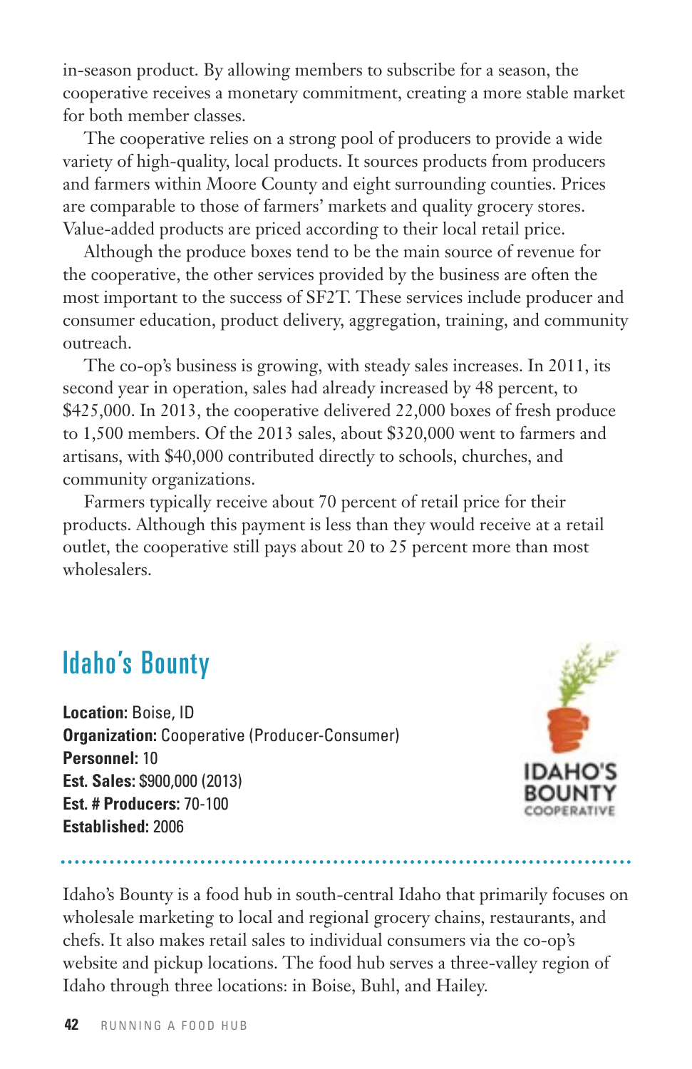in-season product. By allowing members to subscribe for a season, the cooperative receives a monetary commitment, creating a more stable market for both member classes.

The cooperative relies on a strong pool of producers to provide a wide variety of high-quality, local products. It sources products from producers and farmers within Moore County and eight surrounding counties. Prices are comparable to those of farmers' markets and quality grocery stores. Value-added products are priced according to their local retail price.

Although the produce boxes tend to be the main source of revenue for the cooperative, the other services provided by the business are often the most important to the success of SF2T. These services include producer and consumer education, product delivery, aggregation, training, and community outreach.

The co-op's business is growing, with steady sales increases. In 2011, its second year in operation, sales had already increased by 48 percent, to $425,000. In 2013, the cooperative delivered 22,000 boxes of fresh produce to 1,500 members. Of the 2013 sales, about $320,000 went to farmers and artisans, with $40,000 contributed directly to schools, churches, and community organizations.

Farmers typically receive about 70 percent of retail price for their products. Although this payment is less than they would receive at a retail outlet, the cooperative still pays about 20 to 25 percent more than most wholesalers.

## Idaho's Bounty

IDAHO'S BOUNTY COOPERATIVE

**Location:** Boise, ID
**Organization:** Cooperative (Producer-Consumer)
**Personnel:** 10
**Est. Sales:** $900,000 (2013)
**Est. # Producers:** 70-100
**Established:** 2006

Idaho's Bounty is a food hub in south-central Idaho that primarily focuses on wholesale marketing to local and regional grocery chains, restaurants, and chefs. It also makes retail sales to individual consumers via the co-op's website and pickup locations. The food hub serves a three-valley region of Idaho through three locations: in Boise, Buhl, and Hailey.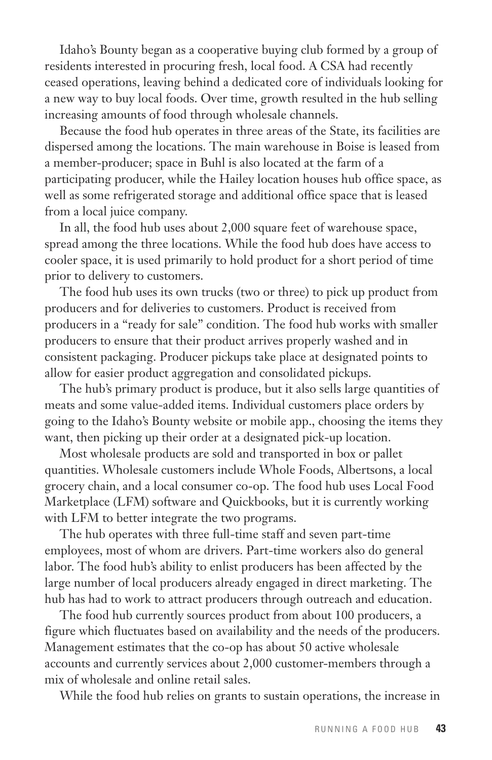Idaho's Bounty began as a cooperative buying club formed by a group of residents interested in procuring fresh, local food. A CSA had recently ceased operations, leaving behind a dedicated core of individuals looking for a new way to buy local foods. Over time, growth resulted in the hub selling increasing amounts of food through wholesale channels.

Because the food hub operates in three areas of the State, its facilities are dispersed among the locations. The main warehouse in Boise is leased from a member-producer; space in Buhl is also located at the farm of a participating producer, while the Hailey location houses hub office space, as well as some refrigerated storage and additional office space that is leased from a local juice company.

In all, the food hub uses about 2,000 square feet of warehouse space, spread among the three locations. While the food hub does have access to cooler space, it is used primarily to hold product for a short period of time prior to delivery to customers.

The food hub uses its own trucks (two or three) to pick up product from producers and for deliveries to customers. Product is received from producers in a "ready for sale" condition. The food hub works with smaller producers to ensure that their product arrives properly washed and in consistent packaging. Producer pickups take place at designated points to allow for easier product aggregation and consolidated pickups.

The hub's primary product is produce, but it also sells large quantities of meats and some value-added items. Individual customers place orders by going to the Idaho's Bounty website or mobile app., choosing the items they want, then picking up their order at a designated pick-up location.

Most wholesale products are sold and transported in box or pallet quantities. Wholesale customers include Whole Foods, Albertsons, a local grocery chain, and a local consumer co-op. The food hub uses Local Food Marketplace (LFM) software and Quickbooks, but it is currently working with LFM to better integrate the two programs.

The hub operates with three full-time staff and seven part-time employees, most of whom are drivers. Part-time workers also do general labor. The food hub's ability to enlist producers has been affected by the large number of local producers already engaged in direct marketing. The hub has had to work to attract producers through outreach and education.

The food hub currently sources product from about 100 producers, a figure which fluctuates based on availability and the needs of the producers. Management estimates that the co-op has about 50 active wholesale accounts and currently services about 2,000 customer-members through a mix of wholesale and online retail sales.

While the food hub relies on grants to sustain operations, the increase in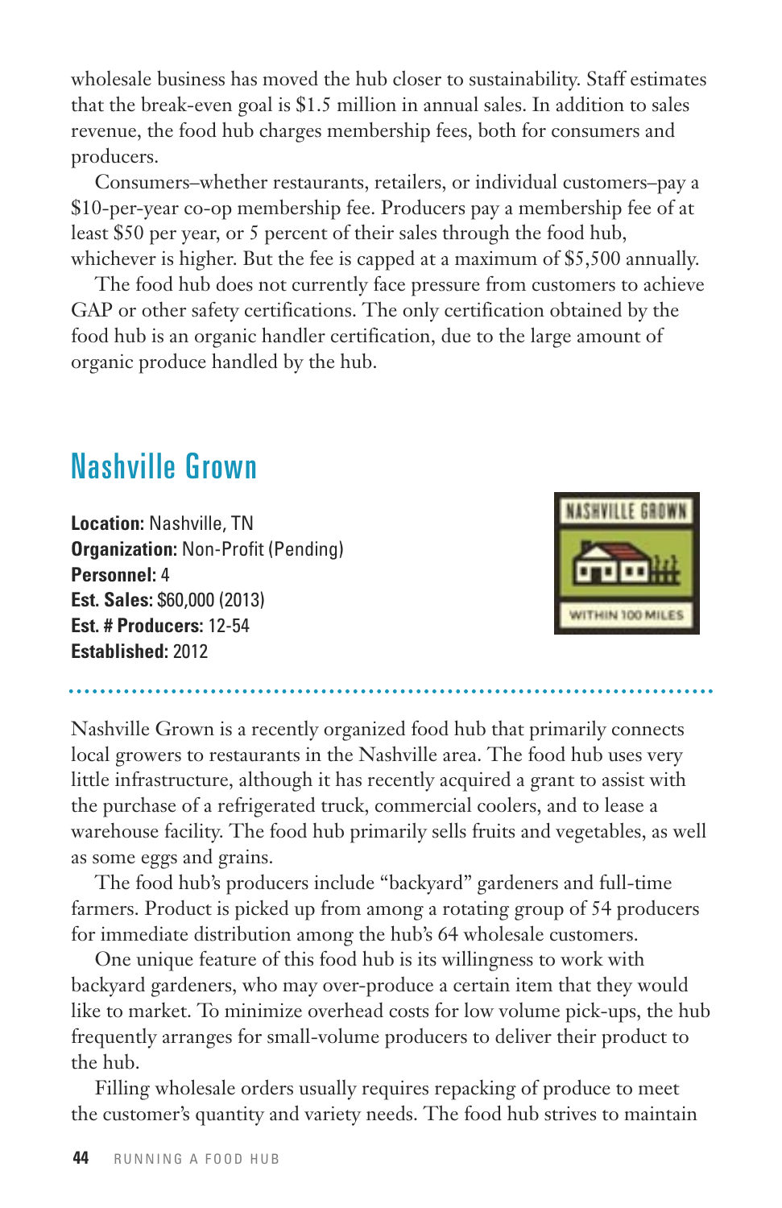wholesale business has moved the hub closer to sustainability. Staff estimates that the break-even goal is $1.5 million in annual sales. In addition to sales revenue, the food hub charges membership fees, both for consumers and producers.

Consumers–whether restaurants, retailers, or individual customers–pay a $10-per-year co-op membership fee. Producers pay a membership fee of at least $50 per year, or 5 percent of their sales through the food hub, whichever is higher. But the fee is capped at a maximum of $5,500 annually.

The food hub does not currently face pressure from customers to achieve GAP or other safety certifications. The only certification obtained by the food hub is an organic handler certification, due to the large amount of organic produce handled by the hub.

## Nashville Grown

**Location:** Nashville, TN
**Organization:** Non-Profit (Pending)
**Personnel:** 4
**Est. Sales:** $60,000 (2013)
**Est. # Producers:** 12-54
**Established:** 2012

NASHVILLE GROWN
WITHIN 100 MILES

Nashville Grown is a recently organized food hub that primarily connects local growers to restaurants in the Nashville area. The food hub uses very little infrastructure, although it has recently acquired a grant to assist with the purchase of a refrigerated truck, commercial coolers, and to lease a warehouse facility. The food hub primarily sells fruits and vegetables, as well as some eggs and grains.

The food hub's producers include "backyard" gardeners and full-time farmers. Product is picked up from among a rotating group of 54 producers for immediate distribution among the hub's 64 wholesale customers.

One unique feature of this food hub is its willingness to work with backyard gardeners, who may over-produce a certain item that they would like to market. To minimize overhead costs for low volume pick-ups, the hub frequently arranges for small-volume producers to deliver their product to the hub.

Filling wholesale orders usually requires repacking of produce to meet the customer's quantity and variety needs. The food hub strives to maintain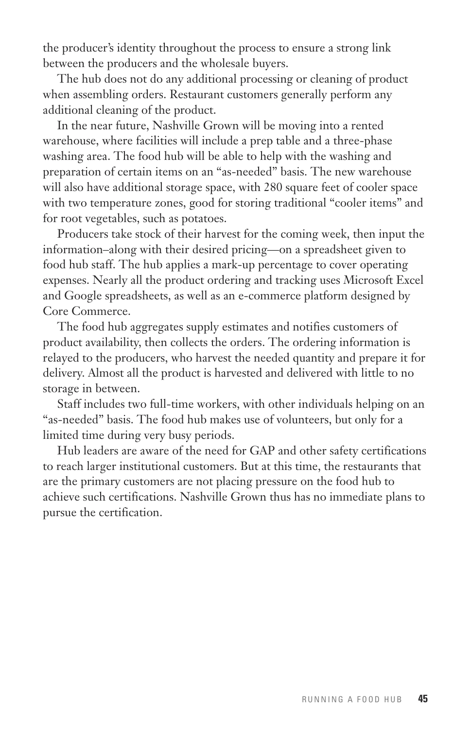the producer's identity throughout the process to ensure a strong link between the producers and the wholesale buyers.

The hub does not do any additional processing or cleaning of product when assembling orders. Restaurant customers generally perform any additional cleaning of the product.

In the near future, Nashville Grown will be moving into a rented warehouse, where facilities will include a prep table and a three-phase washing area. The food hub will be able to help with the washing and preparation of certain items on an "as-needed" basis. The new warehouse will also have additional storage space, with 280 square feet of cooler space with two temperature zones, good for storing traditional "cooler items" and for root vegetables, such as potatoes.

Producers take stock of their harvest for the coming week, then input the information–along with their desired pricing—on a spreadsheet given to food hub staff. The hub applies a mark-up percentage to cover operating expenses. Nearly all the product ordering and tracking uses Microsoft Excel and Google spreadsheets, as well as an e-commerce platform designed by Core Commerce.

The food hub aggregates supply estimates and notifies customers of product availability, then collects the orders. The ordering information is relayed to the producers, who harvest the needed quantity and prepare it for delivery. Almost all the product is harvested and delivered with little to no storage in between.

Staff includes two full-time workers, with other individuals helping on an "as-needed" basis. The food hub makes use of volunteers, but only for a limited time during very busy periods.

Hub leaders are aware of the need for GAP and other safety certifications to reach larger institutional customers. But at this time, the restaurants that are the primary customers are not placing pressure on the food hub to achieve such certifications. Nashville Grown thus has no immediate plans to pursue the certification.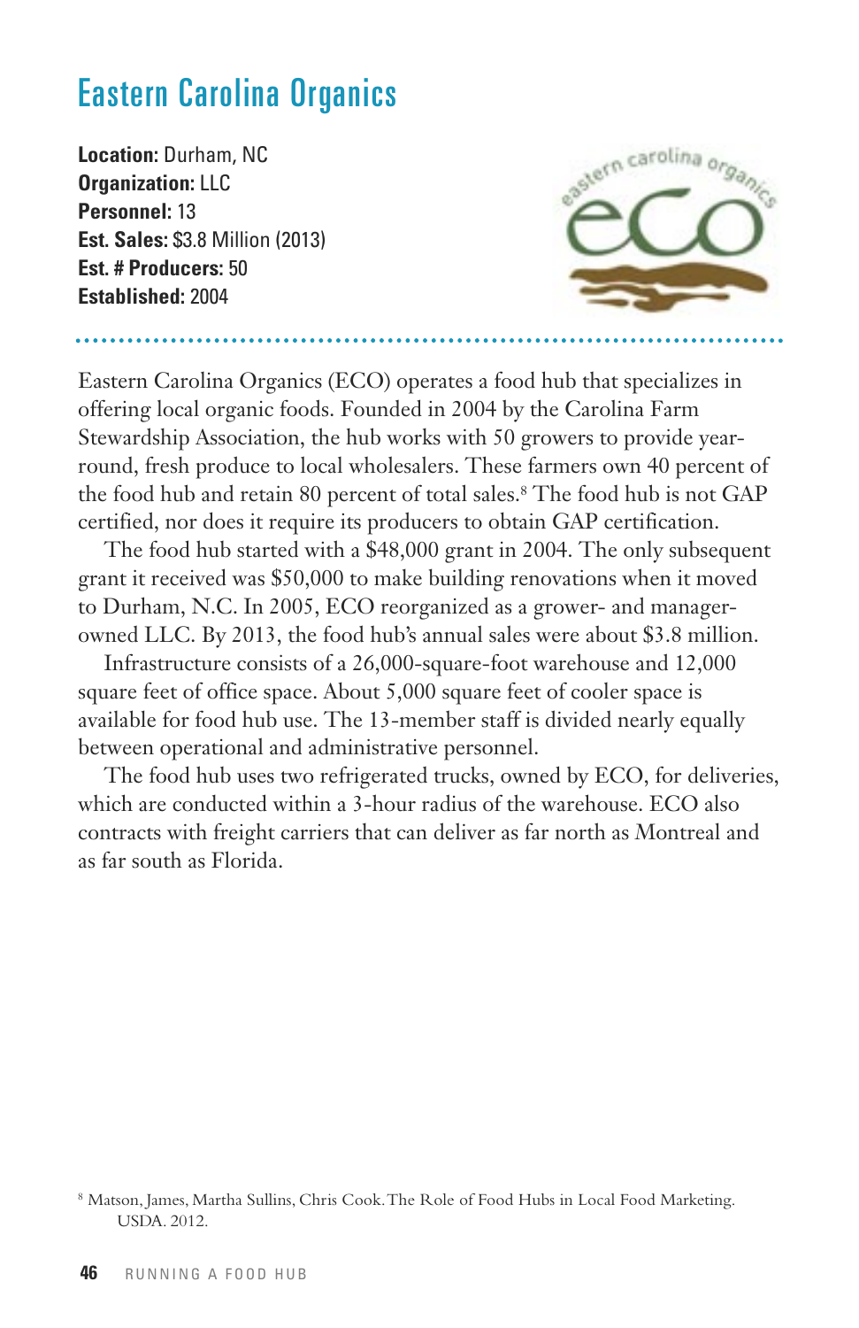# Eastern Carolina Organics

**Location:** Durham, NC
**Organization:** LLC
**Personnel:** 13
**Est. Sales:** $3.8 Million (2013)
**Est. # Producers:** 50
**Established:** 2004

Eastern Carolina Organics (ECO) operates a food hub that specializes in offering local organic foods. Founded in 2004 by the Carolina Farm Stewardship Association, the hub works with 50 growers to provide year-round, fresh produce to local wholesalers. These farmers own 40 percent of the food hub and retain 80 percent of total sales.[8] The food hub is not GAP certified, nor does it require its producers to obtain GAP certification.

The food hub started with a $48,000 grant in 2004. The only subsequent grant it received was $50,000 to make building renovations when it moved to Durham, N.C. In 2005, ECO reorganized as a grower- and manager-owned LLC. By 2013, the food hub's annual sales were about $3.8 million.

Infrastructure consists of a 26,000-square-foot warehouse and 12,000 square feet of office space. About 5,000 square feet of cooler space is available for food hub use. The 13-member staff is divided nearly equally between operational and administrative personnel.

The food hub uses two refrigerated trucks, owned by ECO, for deliveries, which are conducted within a 3-hour radius of the warehouse. ECO also contracts with freight carriers that can deliver as far north as Montreal and as far south as Florida.

[8] Matson, James, Martha Sullins, Chris Cook. The Role of Food Hubs in Local Food Marketing. USDA. 2012.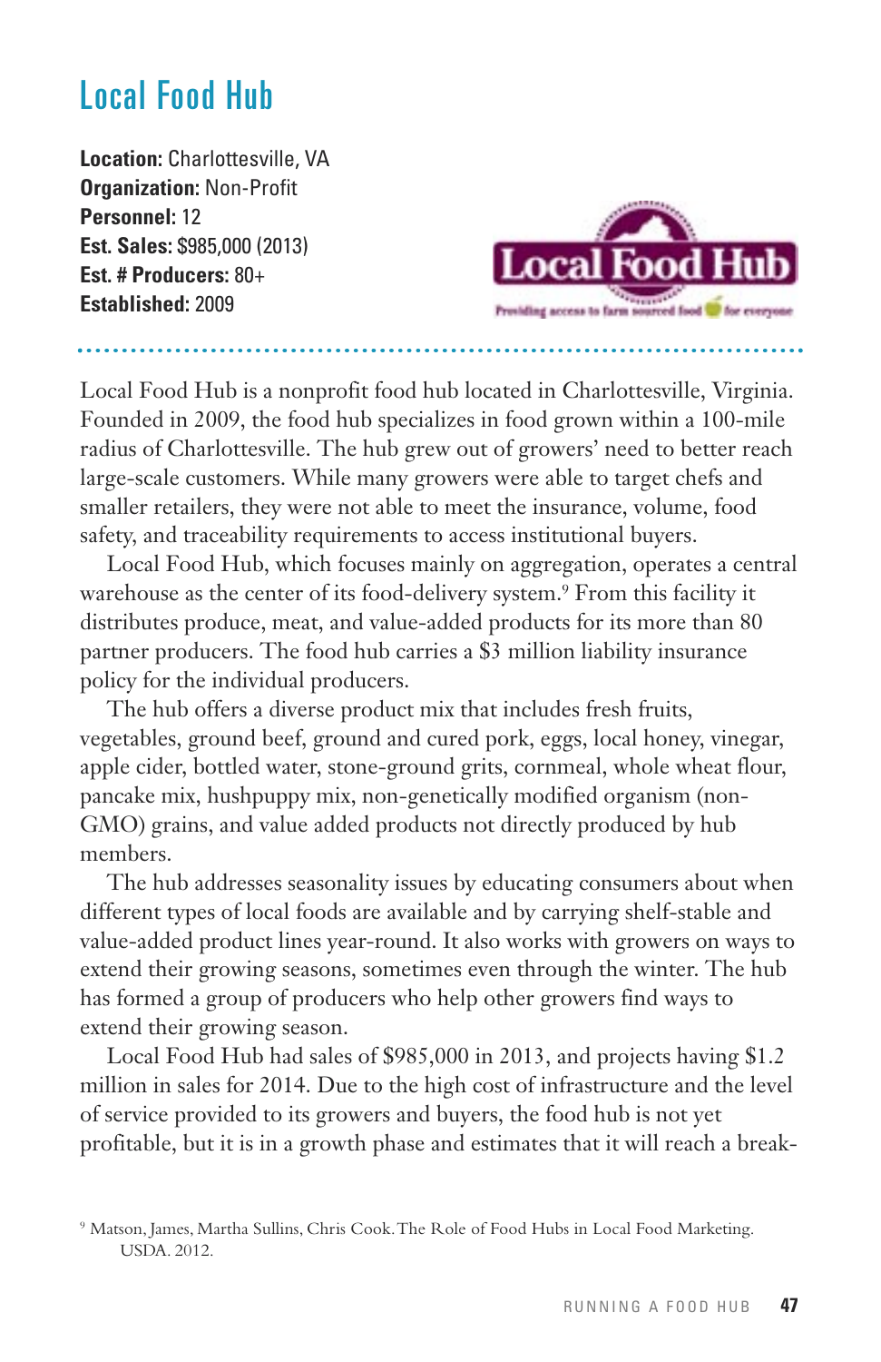# Local Food Hub

**Location:** Charlottesville, VA
**Organization:** Non-Profit
**Personnel:** 12
**Est. Sales:** $985,000 (2013)
**Est. # Producers:** 80+
**Established:** 2009

Local Food Hub is a nonprofit food hub located in Charlottesville, Virginia. Founded in 2009, the food hub specializes in food grown within a 100-mile radius of Charlottesville. The hub grew out of growers' need to better reach large-scale customers. While many growers were able to target chefs and smaller retailers, they were not able to meet the insurance, volume, food safety, and traceability requirements to access institutional buyers.

Local Food Hub, which focuses mainly on aggregation, operates a central warehouse as the center of its food-delivery system.[9] From this facility it distributes produce, meat, and value-added products for its more than 80 partner producers. The food hub carries a $3 million liability insurance policy for the individual producers.

The hub offers a diverse product mix that includes fresh fruits, vegetables, ground beef, ground and cured pork, eggs, local honey, vinegar, apple cider, bottled water, stone-ground grits, cornmeal, whole wheat flour, pancake mix, hushpuppy mix, non-genetically modified organism (non-GMO) grains, and value added products not directly produced by hub members.

The hub addresses seasonality issues by educating consumers about when different types of local foods are available and by carrying shelf-stable and value-added product lines year-round. It also works with growers on ways to extend their growing seasons, sometimes even through the winter. The hub has formed a group of producers who help other growers find ways to extend their growing season.

Local Food Hub had sales of $985,000 in 2013, and projects having $1.2 million in sales for 2014. Due to the high cost of infrastructure and the level of service provided to its growers and buyers, the food hub is not yet profitable, but it is in a growth phase and estimates that it will reach a break-

[9] Matson, James, Martha Sullins, Chris Cook. The Role of Food Hubs in Local Food Marketing. USDA. 2012.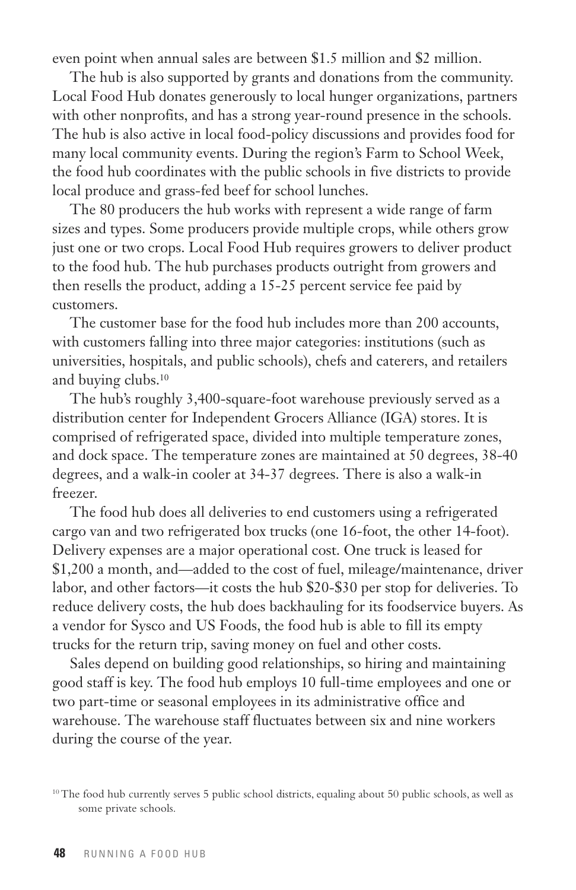even point when annual sales are between $1.5 million and $2 million.

The hub is also supported by grants and donations from the community. Local Food Hub donates generously to local hunger organizations, partners with other nonprofits, and has a strong year-round presence in the schools. The hub is also active in local food-policy discussions and provides food for many local community events. During the region's Farm to School Week, the food hub coordinates with the public schools in five districts to provide local produce and grass-fed beef for school lunches.

The 80 producers the hub works with represent a wide range of farm sizes and types. Some producers provide multiple crops, while others grow just one or two crops. Local Food Hub requires growers to deliver product to the food hub. The hub purchases products outright from growers and then resells the product, adding a 15-25 percent service fee paid by customers.

The customer base for the food hub includes more than 200 accounts, with customers falling into three major categories: institutions (such as universities, hospitals, and public schools), chefs and caterers, and retailers and buying clubs.[10]

The hub's roughly 3,400-square-foot warehouse previously served as a distribution center for Independent Grocers Alliance (IGA) stores. It is comprised of refrigerated space, divided into multiple temperature zones, and dock space. The temperature zones are maintained at 50 degrees, 38-40 degrees, and a walk-in cooler at 34-37 degrees. There is also a walk-in freezer.

The food hub does all deliveries to end customers using a refrigerated cargo van and two refrigerated box trucks (one 16-foot, the other 14-foot). Delivery expenses are a major operational cost. One truck is leased for $1,200 a month, and—added to the cost of fuel, mileage/maintenance, driver labor, and other factors—it costs the hub $20-$30 per stop for deliveries. To reduce delivery costs, the hub does backhauling for its foodservice buyers. As a vendor for Sysco and US Foods, the food hub is able to fill its empty trucks for the return trip, saving money on fuel and other costs.

Sales depend on building good relationships, so hiring and maintaining good staff is key. The food hub employs 10 full-time employees and one or two part-time or seasonal employees in its administrative office and warehouse. The warehouse staff fluctuates between six and nine workers during the course of the year.

[10] The food hub currently serves 5 public school districts, equaling about 50 public schools, as well as some private schools.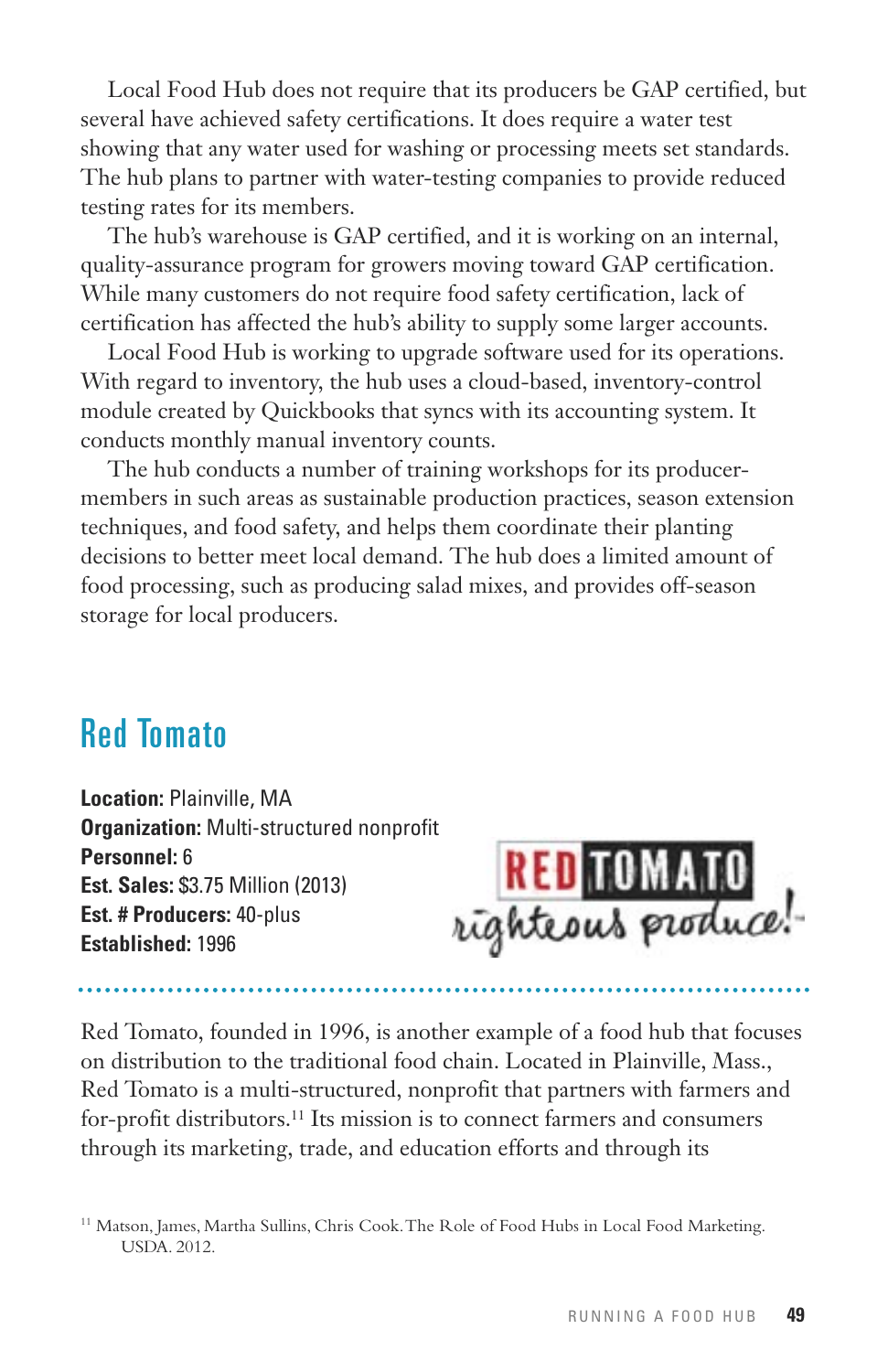Local Food Hub does not require that its producers be GAP certified, but several have achieved safety certifications. It does require a water test showing that any water used for washing or processing meets set standards. The hub plans to partner with water-testing companies to provide reduced testing rates for its members.

The hub's warehouse is GAP certified, and it is working on an internal, quality-assurance program for growers moving toward GAP certification. While many customers do not require food safety certification, lack of certification has affected the hub's ability to supply some larger accounts.

Local Food Hub is working to upgrade software used for its operations. With regard to inventory, the hub uses a cloud-based, inventory-control module created by Quickbooks that syncs with its accounting system. It conducts monthly manual inventory counts.

The hub conducts a number of training workshops for its producer-members in such areas as sustainable production practices, season extension techniques, and food safety, and helps them coordinate their planting decisions to better meet local demand. The hub does a limited amount of food processing, such as producing salad mixes, and provides off-season storage for local producers.

## Red Tomato

**Location:** Plainville, MA
**Organization:** Multi-structured nonprofit
**Personnel:** 6
**Est. Sales:** $3.75 Million (2013)
**Est. # Producers:** 40-plus
**Established:** 1996

RED TOMATO righteous produce!

Red Tomato, founded in 1996, is another example of a food hub that focuses on distribution to the traditional food chain. Located in Plainville, Mass., Red Tomato is a multi-structured, nonprofit that partners with farmers and for-profit distributors.[11] Its mission is to connect farmers and consumers through its marketing, trade, and education efforts and through its

[11] Matson, James, Martha Sullins, Chris Cook. The Role of Food Hubs in Local Food Marketing. USDA. 2012.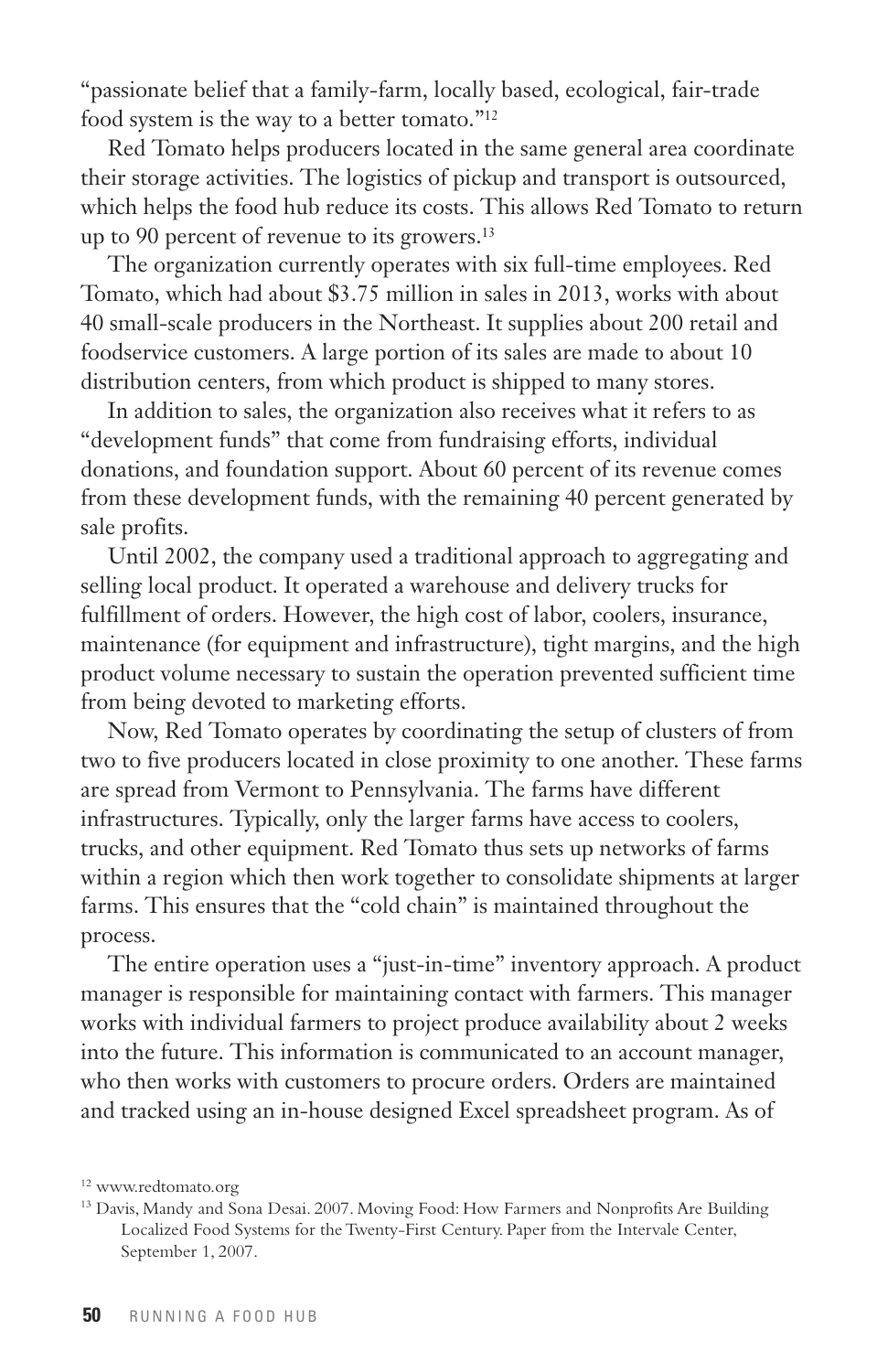"passionate belief that a family-farm, locally based, ecological, fair-trade food system is the way to a better tomato."[12]

Red Tomato helps producers located in the same general area coordinate their storage activities. The logistics of pickup and transport is outsourced, which helps the food hub reduce its costs. This allows Red Tomato to return up to 90 percent of revenue to its growers.[13]

The organization currently operates with six full-time employees. Red Tomato, which had about $3.75 million in sales in 2013, works with about 40 small-scale producers in the Northeast. It supplies about 200 retail and foodservice customers. A large portion of its sales are made to about 10 distribution centers, from which product is shipped to many stores.

In addition to sales, the organization also receives what it refers to as "development funds" that come from fundraising efforts, individual donations, and foundation support. About 60 percent of its revenue comes from these development funds, with the remaining 40 percent generated by sale profits.

Until 2002, the company used a traditional approach to aggregating and selling local product. It operated a warehouse and delivery trucks for fulfillment of orders. However, the high cost of labor, coolers, insurance, maintenance (for equipment and infrastructure), tight margins, and the high product volume necessary to sustain the operation prevented sufficient time from being devoted to marketing efforts.

Now, Red Tomato operates by coordinating the setup of clusters of from two to five producers located in close proximity to one another. These farms are spread from Vermont to Pennsylvania. The farms have different infrastructures. Typically, only the larger farms have access to coolers, trucks, and other equipment. Red Tomato thus sets up networks of farms within a region which then work together to consolidate shipments at larger farms. This ensures that the "cold chain" is maintained throughout the process.

The entire operation uses a "just-in-time" inventory approach. A product manager is responsible for maintaining contact with farmers. This manager works with individual farmers to project produce availability about 2 weeks into the future. This information is communicated to an account manager, who then works with customers to procure orders. Orders are maintained and tracked using an in-house designed Excel spreadsheet program. As of

[12] www.redtomato.org

[13] Davis, Mandy and Sona Desai. 2007. Moving Food: How Farmers and Nonprofits Are Building Localized Food Systems for the Twenty-First Century. Paper from the Intervale Center, September 1, 2007.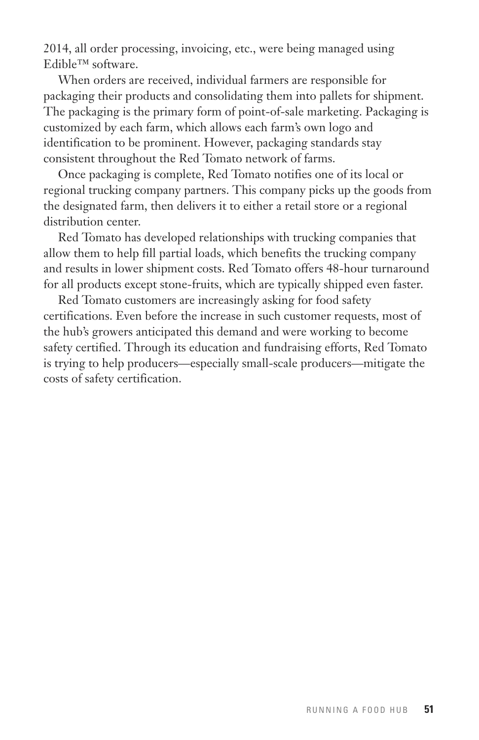2014, all order processing, invoicing, etc., were being managed using Edible™ software.

When orders are received, individual farmers are responsible for packaging their products and consolidating them into pallets for shipment. The packaging is the primary form of point-of-sale marketing. Packaging is customized by each farm, which allows each farm's own logo and identification to be prominent. However, packaging standards stay consistent throughout the Red Tomato network of farms.

Once packaging is complete, Red Tomato notifies one of its local or regional trucking company partners. This company picks up the goods from the designated farm, then delivers it to either a retail store or a regional distribution center.

Red Tomato has developed relationships with trucking companies that allow them to help fill partial loads, which benefits the trucking company and results in lower shipment costs. Red Tomato offers 48-hour turnaround for all products except stone-fruits, which are typically shipped even faster.

Red Tomato customers are increasingly asking for food safety certifications. Even before the increase in such customer requests, most of the hub's growers anticipated this demand and were working to become safety certified. Through its education and fundraising efforts, Red Tomato is trying to help producers—especially small-scale producers—mitigate the costs of safety certification.